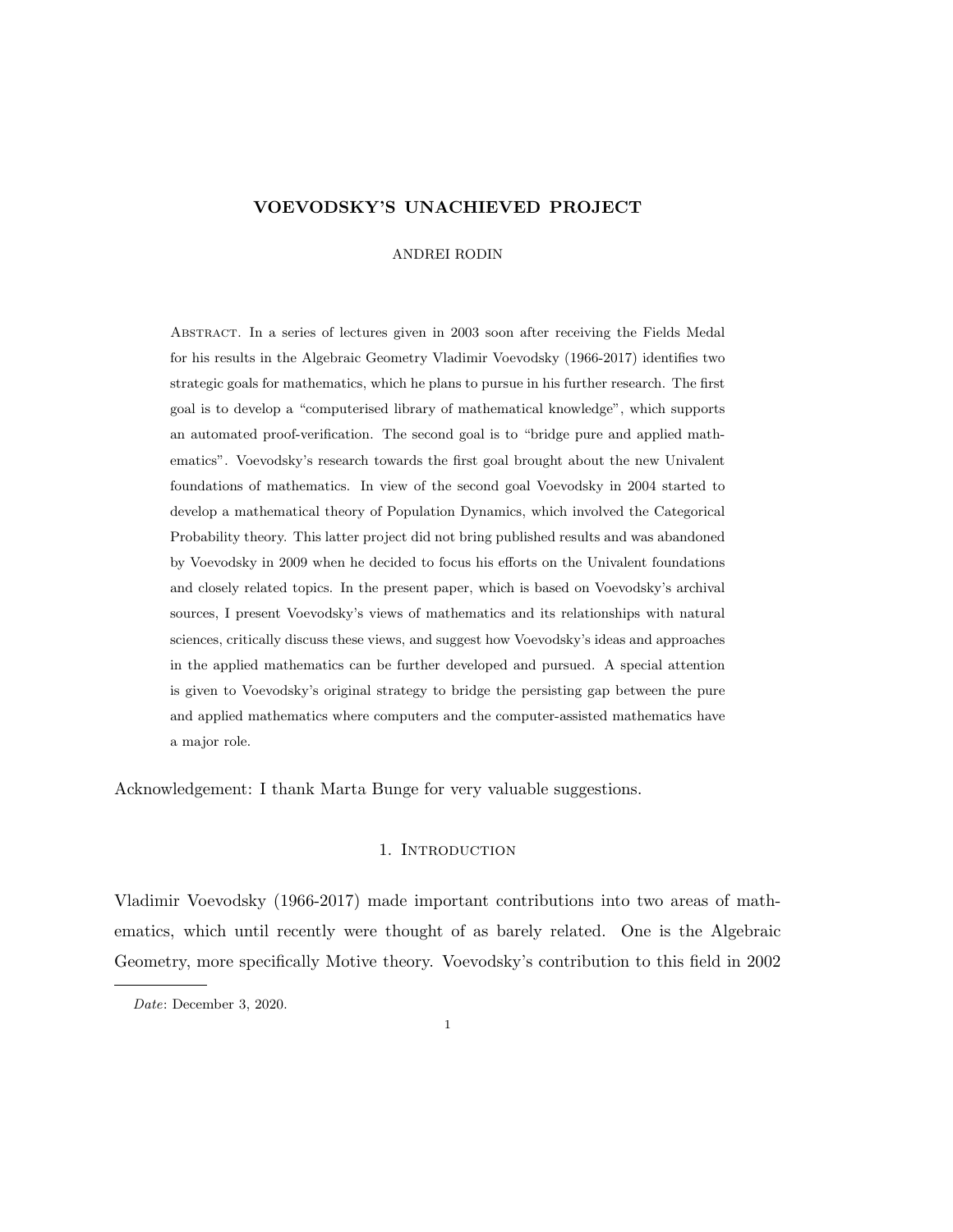# VOEVODSKY'S UNACHIEVED PROJECT

ANDREI RODIN

Abstract. In a series of lectures given in 2003 soon after receiving the Fields Medal for his results in the Algebraic Geometry Vladimir Voevodsky (1966-2017) identifies two strategic goals for mathematics, which he plans to pursue in his further research. The first goal is to develop a "computerised library of mathematical knowledge", which supports an automated proof-verification. The second goal is to "bridge pure and applied mathematics". Voevodsky's research towards the first goal brought about the new Univalent foundations of mathematics. In view of the second goal Voevodsky in 2004 started to develop a mathematical theory of Population Dynamics, which involved the Categorical Probability theory. This latter project did not bring published results and was abandoned by Voevodsky in 2009 when he decided to focus his efforts on the Univalent foundations and closely related topics. In the present paper, which is based on Voevodsky's archival sources, I present Voevodsky's views of mathematics and its relationships with natural sciences, critically discuss these views, and suggest how Voevodsky's ideas and approaches in the applied mathematics can be further developed and pursued. A special attention is given to Voevodsky's original strategy to bridge the persisting gap between the pure and applied mathematics where computers and the computer-assisted mathematics have a major role.

Acknowledgement: I thank Marta Bunge for very valuable suggestions.

## 1. Introduction

Vladimir Voevodsky (1966-2017) made important contributions into two areas of mathematics, which until recently were thought of as barely related. One is the Algebraic Geometry, more specifically Motive theory. Voevodsky's contribution to this field in 2002

*Date*: December 3, 2020.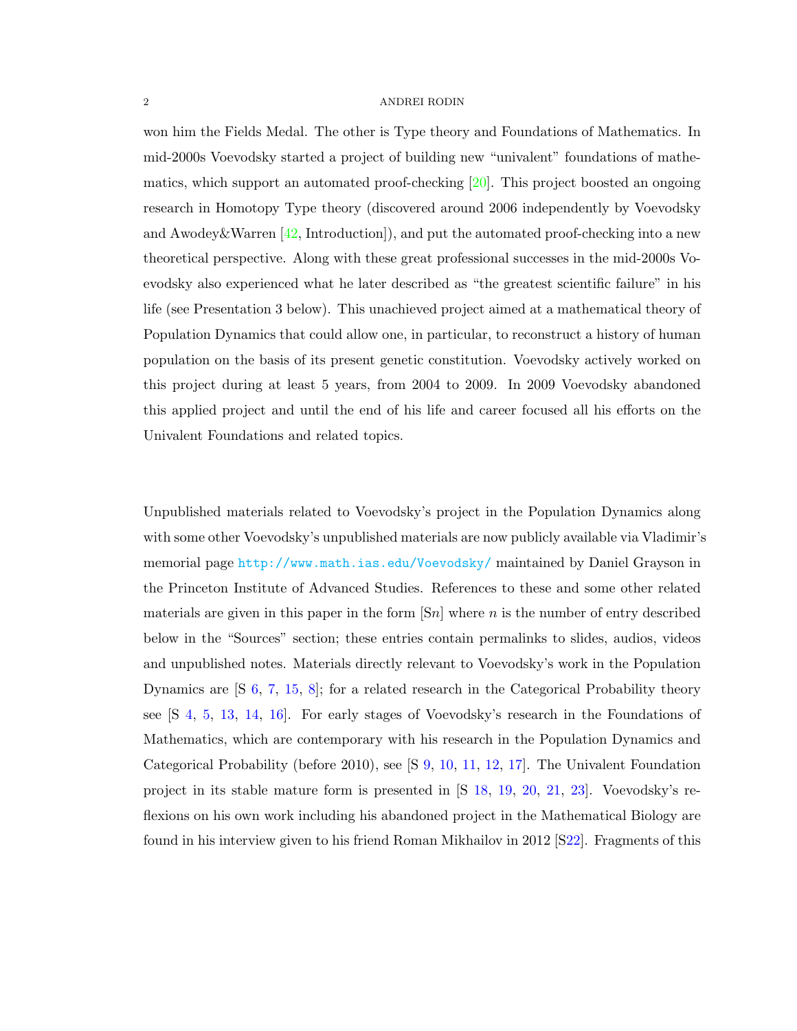won him the Fields Medal. The other is Type theory and Foundations of Mathematics. In mid-2000s Voevodsky started a project of building new "univalent" foundations of mathematics, which support an automated proof-checking [20]. This project boosted an ongoing research in Homotopy Type theory (discovered around 2006 independently by Voevodsky and Awodey&Warren [42, Introduction]), and put the automated proof-checking into a new theoretical perspective. Along with these great professional successes in the mid-2000s Voevodsky also experienced what he later described as "the greatest scientific failure" in his life (see Presentation 3 below). This unachieved project aimed at a mathematical theory of Population Dynamics that could allow one, in particular, to reconstruct a history of human population on the basis of its present genetic constitution. Voevodsky actively worked on this project during at least 5 years, from 2004 to 2009. In 2009 Voevodsky abandoned this applied project and until the end of his life and career focused all his efforts on the Univalent Foundations and related topics.

Unpublished materials related to Voevodsky's project in the Population Dynamics along with some other Voevodsky's unpublished materials are now publicly available via Vladimir's memorial page http://www.math.ias.edu/Voevodsky/ maintained by Daniel Grayson in the Princeton Institute of Advanced Studies. References to these and some other related materials are given in this paper in the form [S$n$] where $n$ is the number of entry described below in the "Sources" section; these entries contain permalinks to slides, audios, videos and unpublished notes. Materials directly relevant to Voevodsky's work in the Population Dynamics are [S 6, 7, 15, 8]; for a related research in the Categorical Probability theory see [S 4, 5, 13, 14, 16]. For early stages of Voevodsky's research in the Foundations of Mathematics, which are contemporary with his research in the Population Dynamics and Categorical Probability (before 2010), see [S 9, 10, 11, 12, 17]. The Univalent Foundation project in its stable mature form is presented in [S 18, 19, 20, 21, 23]. Voevodsky's reflexions on his own work including his abandoned project in the Mathematical Biology are found in his interview given to his friend Roman Mikhailov in 2012 [S22]. Fragments of this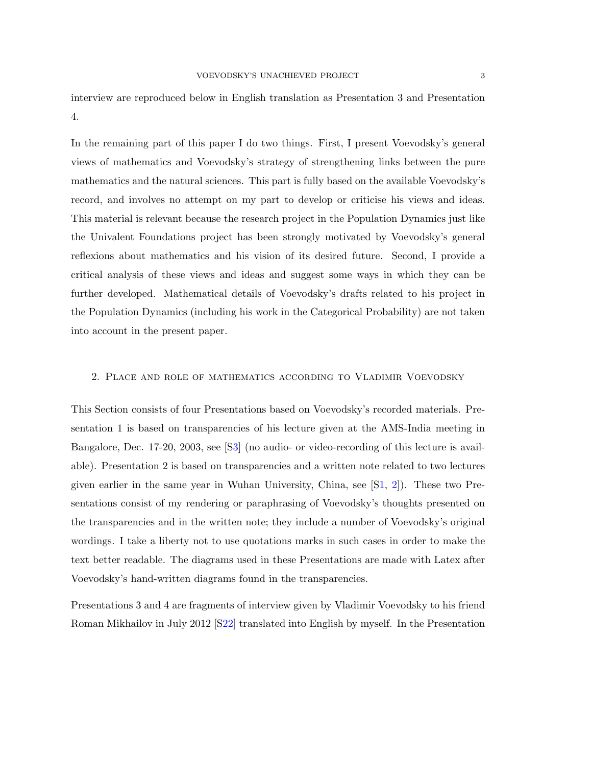interview are reproduced below in English translation as Presentation 3 and Presentation 4.

In the remaining part of this paper I do two things. First, I present Voevodsky's general views of mathematics and Voevodsky's strategy of strengthening links between the pure mathematics and the natural sciences. This part is fully based on the available Voevodsky's record, and involves no attempt on my part to develop or criticise his views and ideas. This material is relevant because the research project in the Population Dynamics just like the Univalent Foundations project has been strongly motivated by Voevodsky's general reflexions about mathematics and his vision of its desired future. Second, I provide a critical analysis of these views and ideas and suggest some ways in which they can be further developed. Mathematical details of Voevodsky's drafts related to his project in the Population Dynamics (including his work in the Categorical Probability) are not taken into account in the present paper.

## 2. Place and role of mathematics according to Vladimir Voevodsky

This Section consists of four Presentations based on Voevodsky's recorded materials. Presentation 1 is based on transparencies of his lecture given at the AMS-India meeting in Bangalore, Dec. 17-20, 2003, see [S3] (no audio- or video-recording of this lecture is available). Presentation 2 is based on transparencies and a written note related to two lectures given earlier in the same year in Wuhan University, China, see [S1, 2]). These two Presentations consist of my rendering or paraphrasing of Voevodsky's thoughts presented on the transparencies and in the written note; they include a number of Voevodsky's original wordings. I take a liberty not to use quotations marks in such cases in order to make the text better readable. The diagrams used in these Presentations are made with Latex after Voevodsky's hand-written diagrams found in the transparencies.

Presentations 3 and 4 are fragments of interview given by Vladimir Voevodsky to his friend Roman Mikhailov in July 2012 [S22] translated into English by myself. In the Presentation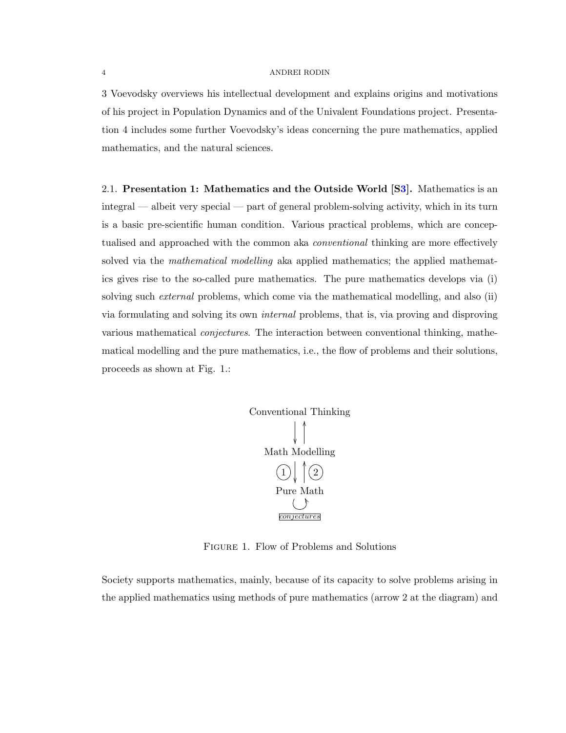3 Voevodsky overviews his intellectual development and explains origins and motivations of his project in Population Dynamics and of the Univalent Foundations project. Presentation 4 includes some further Voevodsky's ideas concerning the pure mathematics, applied mathematics, and the natural sciences.

2.1. **Presentation 1: Mathematics and the Outside World [S3].** Mathematics is an integral — albeit very special — part of general problem-solving activity, which in its turn is a basic pre-scientific human condition. Various practical problems, which are conceptualised and approached with the common aka *conventional* thinking are more effectively solved via the *mathematical modelling* aka applied mathematics; the applied mathematics gives rise to the so-called pure mathematics. The pure mathematics develops via (i) solving such *external* problems, which come via the mathematical modelling, and also (ii) via formulating and solving its own *internal* problems, that is, via proving and disproving various mathematical *conjectures*. The interaction between conventional thinking, mathematical modelling and the pure mathematics, i.e., the flow of problems and their solutions, proceeds as shown at Fig. 1.:

```
Conventional Thinking
        ↓ ↑
  Math Modelling
     (1) ↓ ↑ (2)
     Pure Math
        ↻
   conjectures
```

FIGURE 1. Flow of Problems and Solutions

Society supports mathematics, mainly, because of its capacity to solve problems arising in the applied mathematics using methods of pure mathematics (arrow 2 at the diagram) and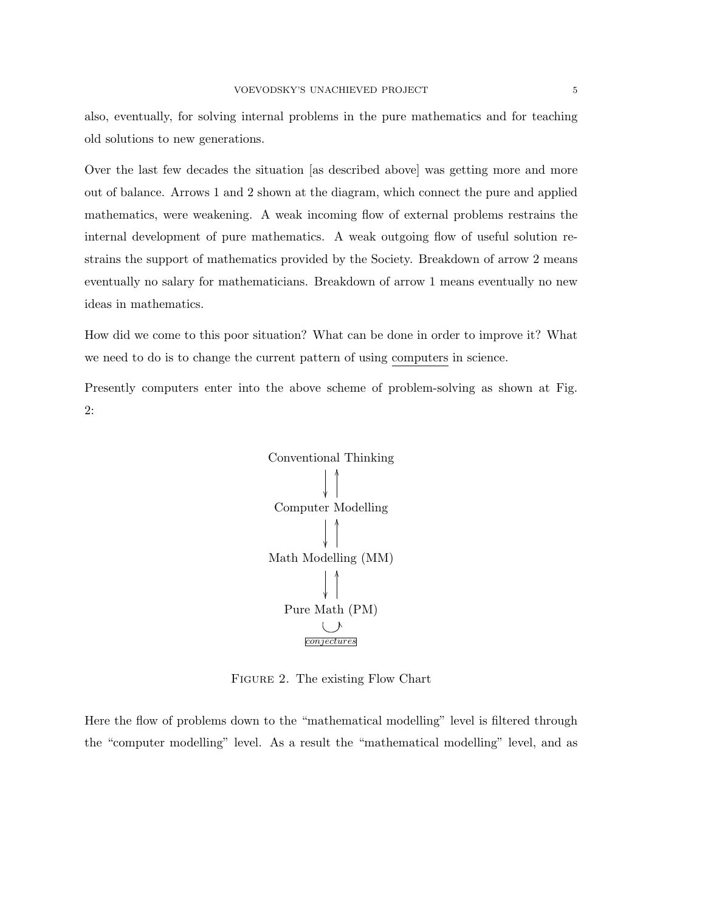also, eventually, for solving internal problems in the pure mathematics and for teaching old solutions to new generations.

Over the last few decades the situation [as described above] was getting more and more out of balance. Arrows 1 and 2 shown at the diagram, which connect the pure and applied mathematics, were weakening. A weak incoming flow of external problems restrains the internal development of pure mathematics. A weak outgoing flow of useful solution restrains the support of mathematics provided by the Society. Breakdown of arrow 2 means eventually no salary for mathematicians. Breakdown of arrow 1 means eventually no new ideas in mathematics.

How did we come to this poor situation? What can be done in order to improve it? What we need to do is to change the current pattern of using computers in science.

Presently computers enter into the above scheme of problem-solving as shown at Fig. 2:

```
Conventional Thinking
        ↓ ↑
  Computer Modelling
        ↓ ↑
Math Modelling (MM)
        ↓ ↑
   Pure Math (PM)
         ↻
    conjectures
```

Figure 2. The existing Flow Chart

Here the flow of problems down to the "mathematical modelling" level is filtered through the "computer modelling" level. As a result the "mathematical modelling" level, and as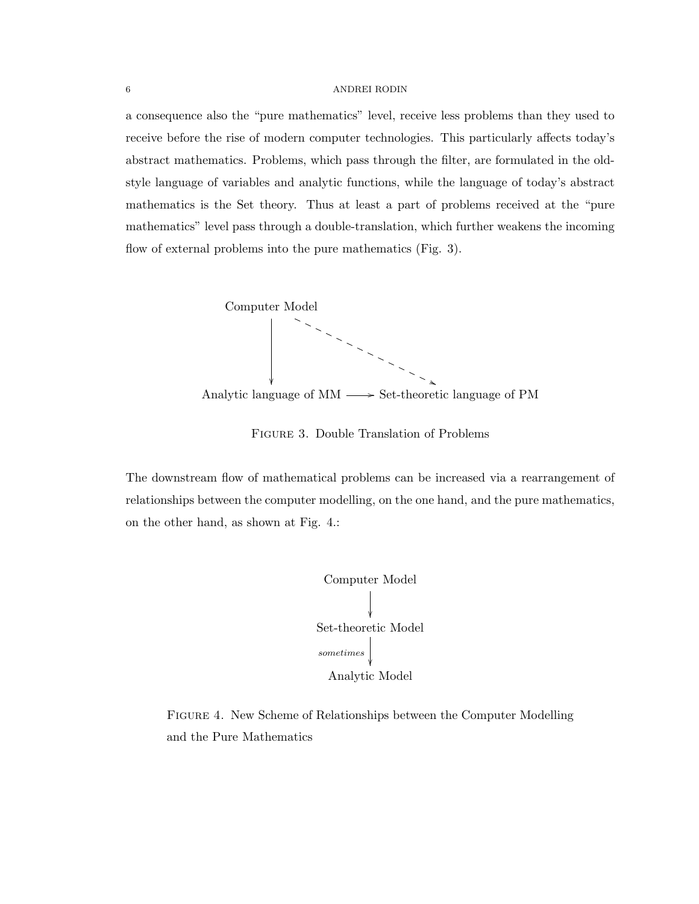a consequence also the "pure mathematics" level, receive less problems than they used to receive before the rise of modern computer technologies. This particularly affects today's abstract mathematics. Problems, which pass through the filter, are formulated in the old-style language of variables and analytic functions, while the language of today's abstract mathematics is the Set theory. Thus at least a part of problems received at the "pure mathematics" level pass through a double-translation, which further weakens the incoming flow of external problems into the pure mathematics (Fig. 3).

```
Computer Model
      |  \
      |    \
      v      v
Analytic language of MM ---> Set-theoretic language of PM
```

Figure 3. Double Translation of Problems

The downstream flow of mathematical problems can be increased via a rearrangement of relationships between the computer modelling, on the one hand, and the pure mathematics, on the other hand, as shown at Fig. 4.:

```
      Computer Model
            |
            v
   Set-theoretic Model
            |  sometimes
            v
      Analytic Model
```

Figure 4. New Scheme of Relationships between the Computer Modelling and the Pure Mathematics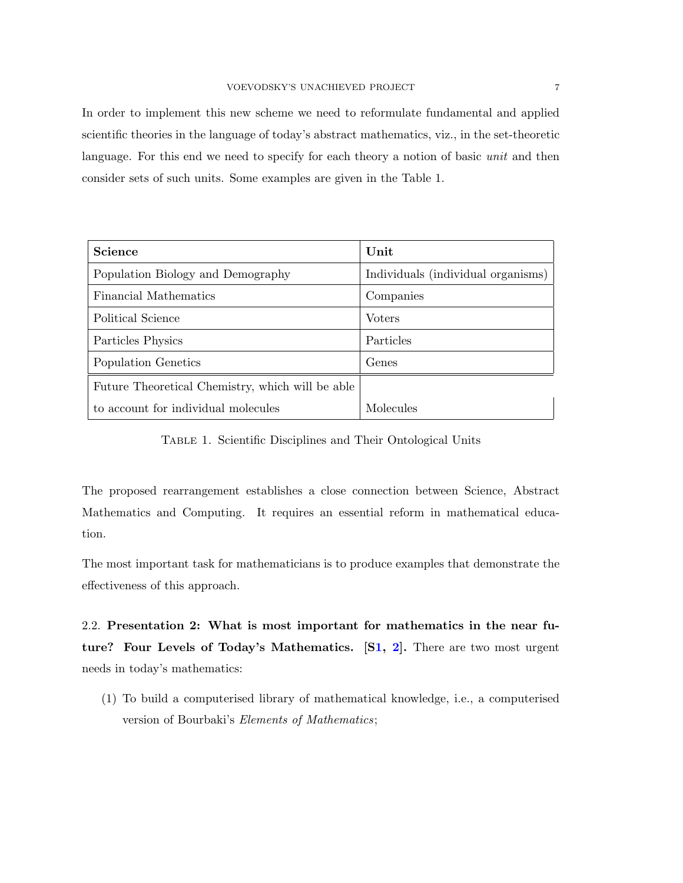In order to implement this new scheme we need to reformulate fundamental and applied scientific theories in the language of today's abstract mathematics, viz., in the set-theoretic language. For this end we need to specify for each theory a notion of basic *unit* and then consider sets of such units. Some examples are given in the Table 1.

| **Science** | **Unit** |
|---|---|
| Population Biology and Demography | Individuals (individual organisms) |
| Financial Mathematics | Companies |
| Political Science | Voters |
| Particles Physics | Particles |
| Population Genetics | Genes |
| Future Theoretical Chemistry, which will be able to account for individual molecules | Molecules |

Table 1. Scientific Disciplines and Their Ontological Units

The proposed rearrangement establishes a close connection between Science, Abstract Mathematics and Computing. It requires an essential reform in mathematical education.

The most important task for mathematicians is to produce examples that demonstrate the effectiveness of this approach.

2.2. **Presentation 2: What is most important for mathematics in the near future? Four Levels of Today's Mathematics. [S1, 2].** There are two most urgent needs in today's mathematics:

(1) To build a computerised library of mathematical knowledge, i.e., a computerised version of Bourbaki's *Elements of Mathematics*;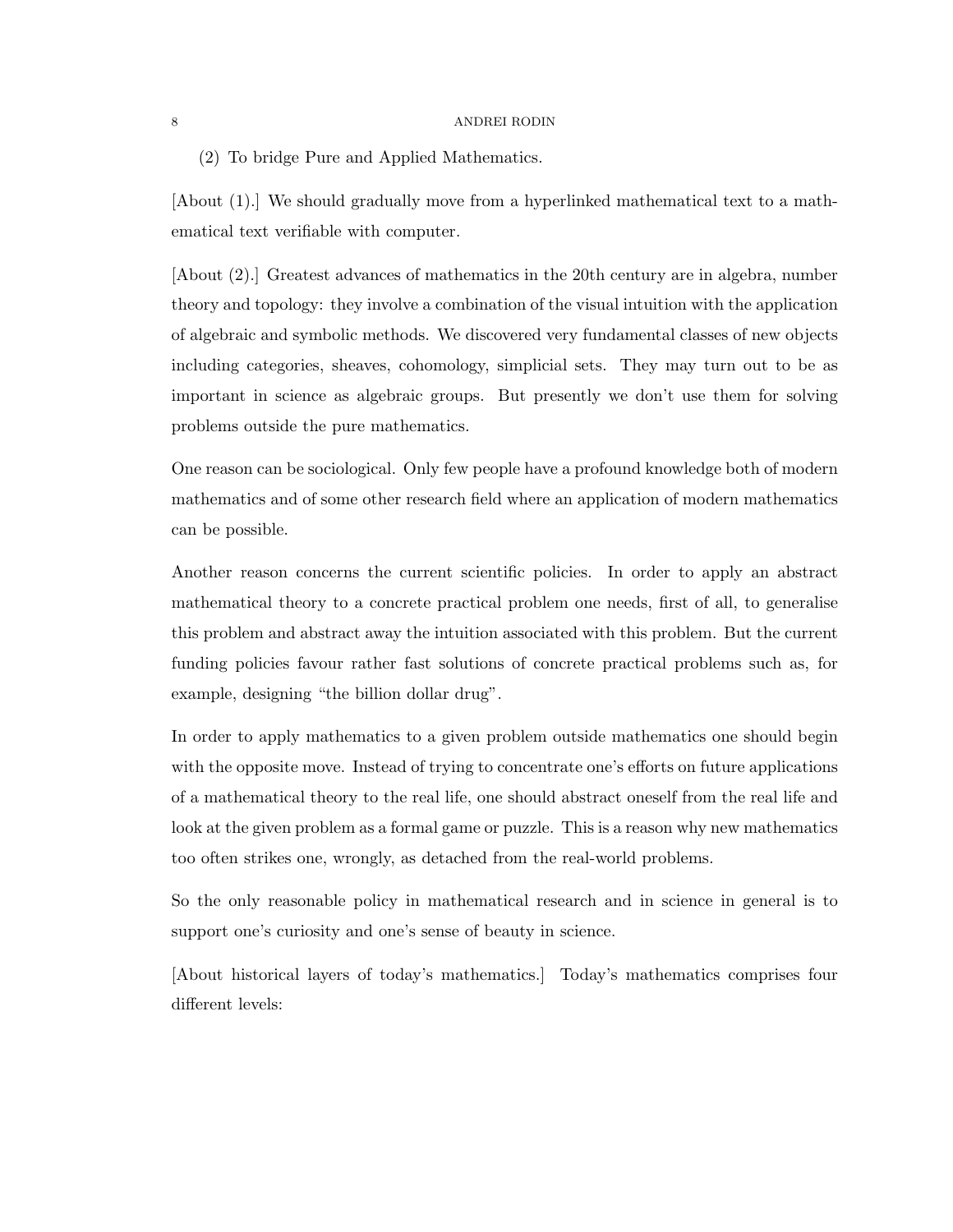(2) To bridge Pure and Applied Mathematics.

[About (1).] We should gradually move from a hyperlinked mathematical text to a mathematical text verifiable with computer.

[About (2).] Greatest advances of mathematics in the 20th century are in algebra, number theory and topology: they involve a combination of the visual intuition with the application of algebraic and symbolic methods. We discovered very fundamental classes of new objects including categories, sheaves, cohomology, simplicial sets. They may turn out to be as important in science as algebraic groups. But presently we don't use them for solving problems outside the pure mathematics.

One reason can be sociological. Only few people have a profound knowledge both of modern mathematics and of some other research field where an application of modern mathematics can be possible.

Another reason concerns the current scientific policies. In order to apply an abstract mathematical theory to a concrete practical problem one needs, first of all, to generalise this problem and abstract away the intuition associated with this problem. But the current funding policies favour rather fast solutions of concrete practical problems such as, for example, designing "the billion dollar drug".

In order to apply mathematics to a given problem outside mathematics one should begin with the opposite move. Instead of trying to concentrate one's efforts on future applications of a mathematical theory to the real life, one should abstract oneself from the real life and look at the given problem as a formal game or puzzle. This is a reason why new mathematics too often strikes one, wrongly, as detached from the real-world problems.

So the only reasonable policy in mathematical research and in science in general is to support one's curiosity and one's sense of beauty in science.

[About historical layers of today's mathematics.] Today's mathematics comprises four different levels: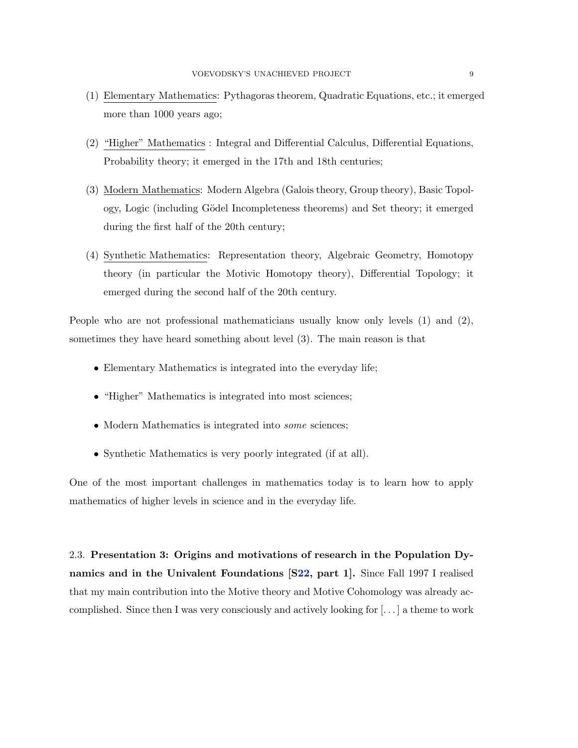(1) Elementary Mathematics: Pythagoras theorem, Quadratic Equations, etc.; it emerged more than 1000 years ago;

(2) "Higher" Mathematics : Integral and Differential Calculus, Differential Equations, Probability theory; it emerged in the 17th and 18th centuries;

(3) Modern Mathematics: Modern Algebra (Galois theory, Group theory), Basic Topology, Logic (including Gödel Incompleteness theorems) and Set theory; it emerged during the first half of the 20th century;

(4) Synthetic Mathematics: Representation theory, Algebraic Geometry, Homotopy theory (in particular the Motivic Homotopy theory), Differential Topology; it emerged during the second half of the 20th century.

People who are not professional mathematicians usually know only levels (1) and (2), sometimes they have heard something about level (3). The main reason is that

- Elementary Mathematics is integrated into the everyday life;
- "Higher" Mathematics is integrated into most sciences;
- Modern Mathematics is integrated into *some* sciences;
- Synthetic Mathematics is very poorly integrated (if at all).

One of the most important challenges in mathematics today is to learn how to apply mathematics of higher levels in science and in the everyday life.

2.3. **Presentation 3: Origins and motivations of research in the Population Dynamics and in the Univalent Foundations [S22, part 1].** Since Fall 1997 I realised that my main contribution into the Motive theory and Motive Cohomology was already accomplished. Since then I was very consciously and actively looking for [...] a theme to work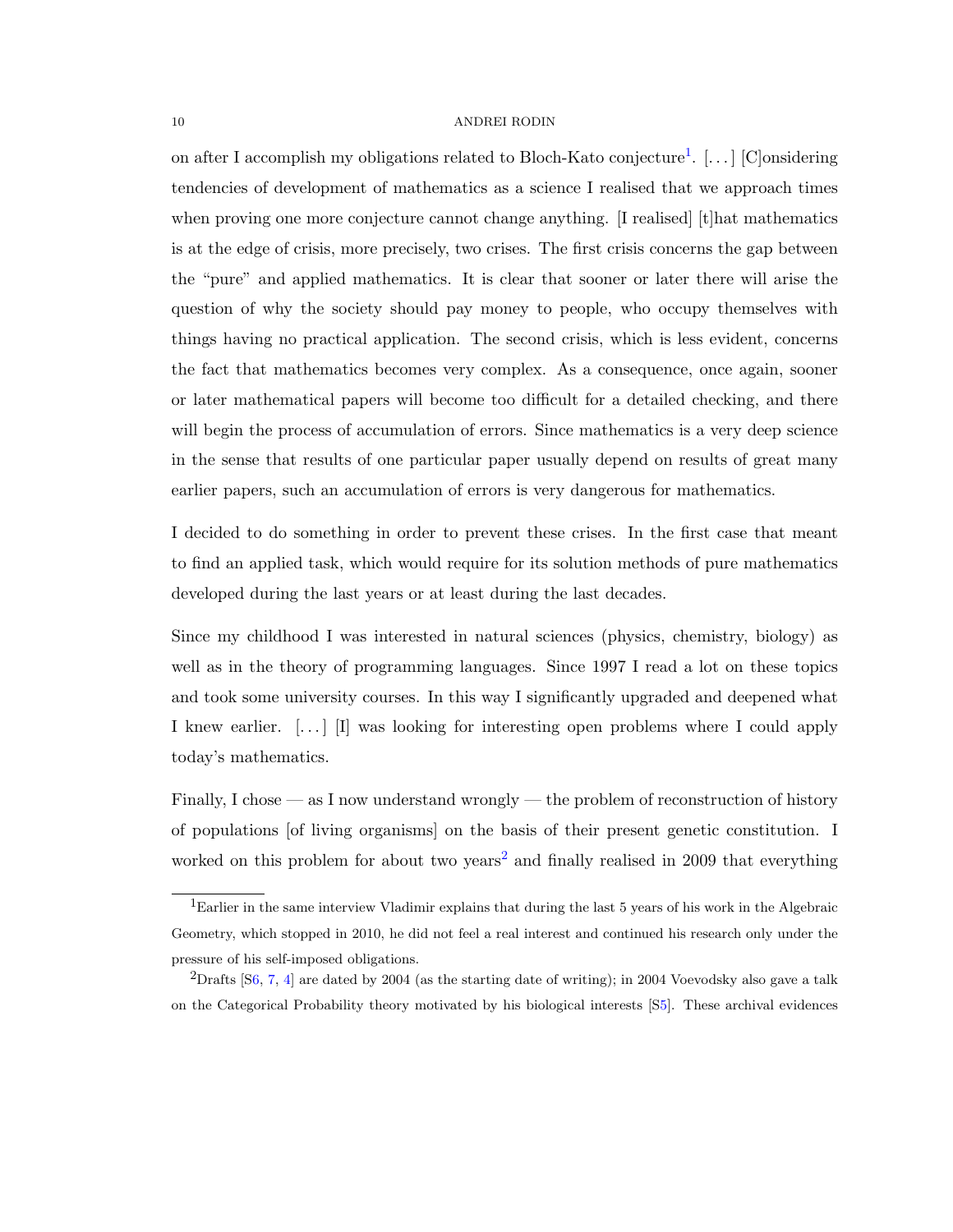on after I accomplish my obligations related to Bloch-Kato conjecture[1]. [. . . ] [C]onsidering tendencies of development of mathematics as a science I realised that we approach times when proving one more conjecture cannot change anything. [I realised] [t]hat mathematics is at the edge of crisis, more precisely, two crises. The first crisis concerns the gap between the "pure" and applied mathematics. It is clear that sooner or later there will arise the question of why the society should pay money to people, who occupy themselves with things having no practical application. The second crisis, which is less evident, concerns the fact that mathematics becomes very complex. As a consequence, once again, sooner or later mathematical papers will become too difficult for a detailed checking, and there will begin the process of accumulation of errors. Since mathematics is a very deep science in the sense that results of one particular paper usually depend on results of great many earlier papers, such an accumulation of errors is very dangerous for mathematics.

I decided to do something in order to prevent these crises. In the first case that meant to find an applied task, which would require for its solution methods of pure mathematics developed during the last years or at least during the last decades.

Since my childhood I was interested in natural sciences (physics, chemistry, biology) as well as in the theory of programming languages. Since 1997 I read a lot on these topics and took some university courses. In this way I significantly upgraded and deepened what I knew earlier. [. . . ] [I] was looking for interesting open problems where I could apply today's mathematics.

Finally, I chose — as I now understand wrongly — the problem of reconstruction of history of populations [of living organisms] on the basis of their present genetic constitution. I worked on this problem for about two years[2] and finally realised in 2009 that everything

---

[1] Earlier in the same interview Vladimir explains that during the last 5 years of his work in the Algebraic Geometry, which stopped in 2010, he did not feel a real interest and continued his research only under the pressure of his self-imposed obligations.

[2] Drafts [S6, 7, 4] are dated by 2004 (as the starting date of writing); in 2004 Voevodsky also gave a talk on the Categorical Probability theory motivated by his biological interests [S5]. These archival evidences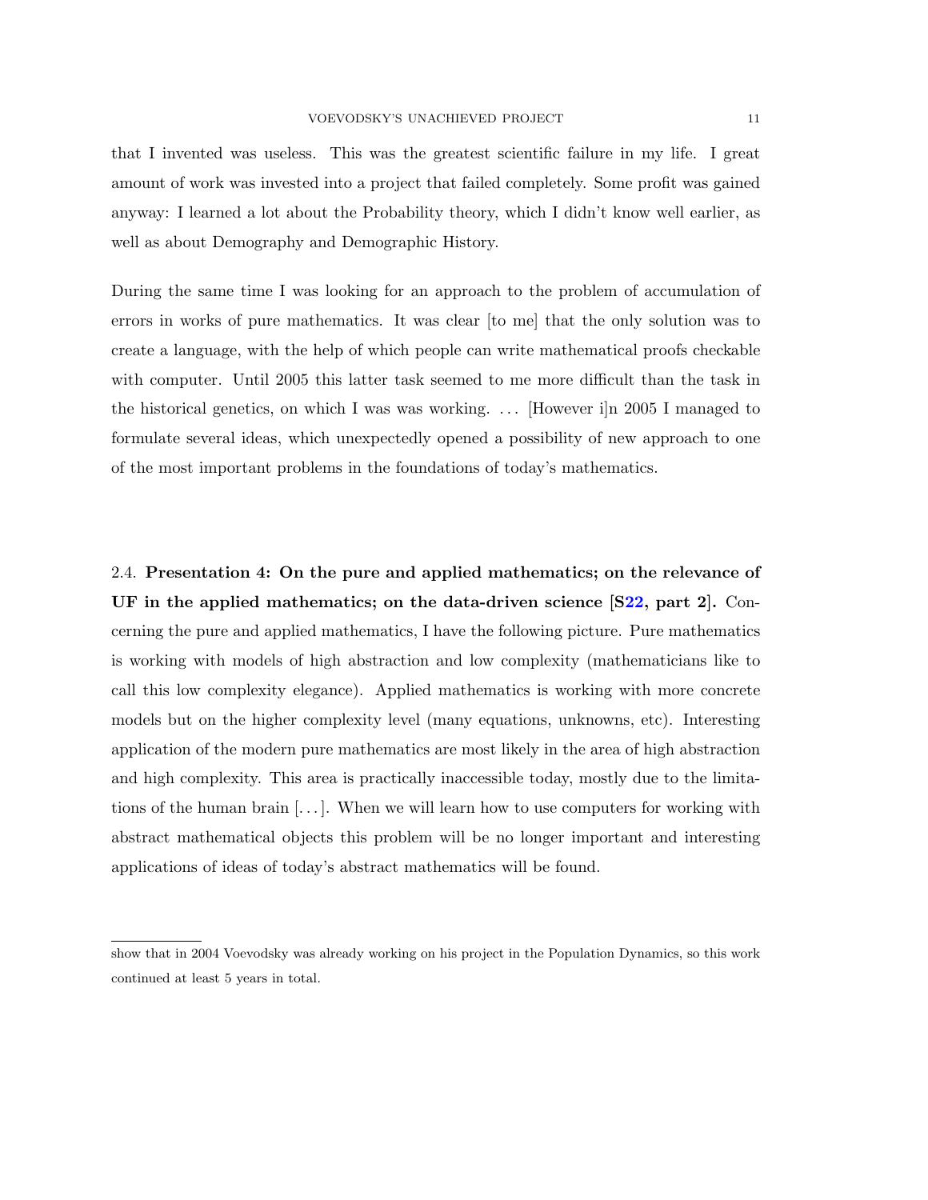that I invented was useless. This was the greatest scientific failure in my life. I great amount of work was invested into a project that failed completely. Some profit was gained anyway: I learned a lot about the Probability theory, which I didn't know well earlier, as well as about Demography and Demographic History.

During the same time I was looking for an approach to the problem of accumulation of errors in works of pure mathematics. It was clear [to me] that the only solution was to create a language, with the help of which people can write mathematical proofs checkable with computer. Until 2005 this latter task seemed to me more difficult than the task in the historical genetics, on which I was was working. ... [However i]n 2005 I managed to formulate several ideas, which unexpectedly opened a possibility of new approach to one of the most important problems in the foundations of today's mathematics.

2.4. **Presentation 4: On the pure and applied mathematics; on the relevance of UF in the applied mathematics; on the data-driven science [S22, part 2].** Concerning the pure and applied mathematics, I have the following picture. Pure mathematics is working with models of high abstraction and low complexity (mathematicians like to call this low complexity elegance). Applied mathematics is working with more concrete models but on the higher complexity level (many equations, unknowns, etc). Interesting application of the modern pure mathematics are most likely in the area of high abstraction and high complexity. This area is practically inaccessible today, mostly due to the limitations of the human brain [...]. When we will learn how to use computers for working with abstract mathematical objects this problem will be no longer important and interesting applications of ideas of today's abstract mathematics will be found.

---

show that in 2004 Voevodsky was already working on his project in the Population Dynamics, so this work continued at least 5 years in total.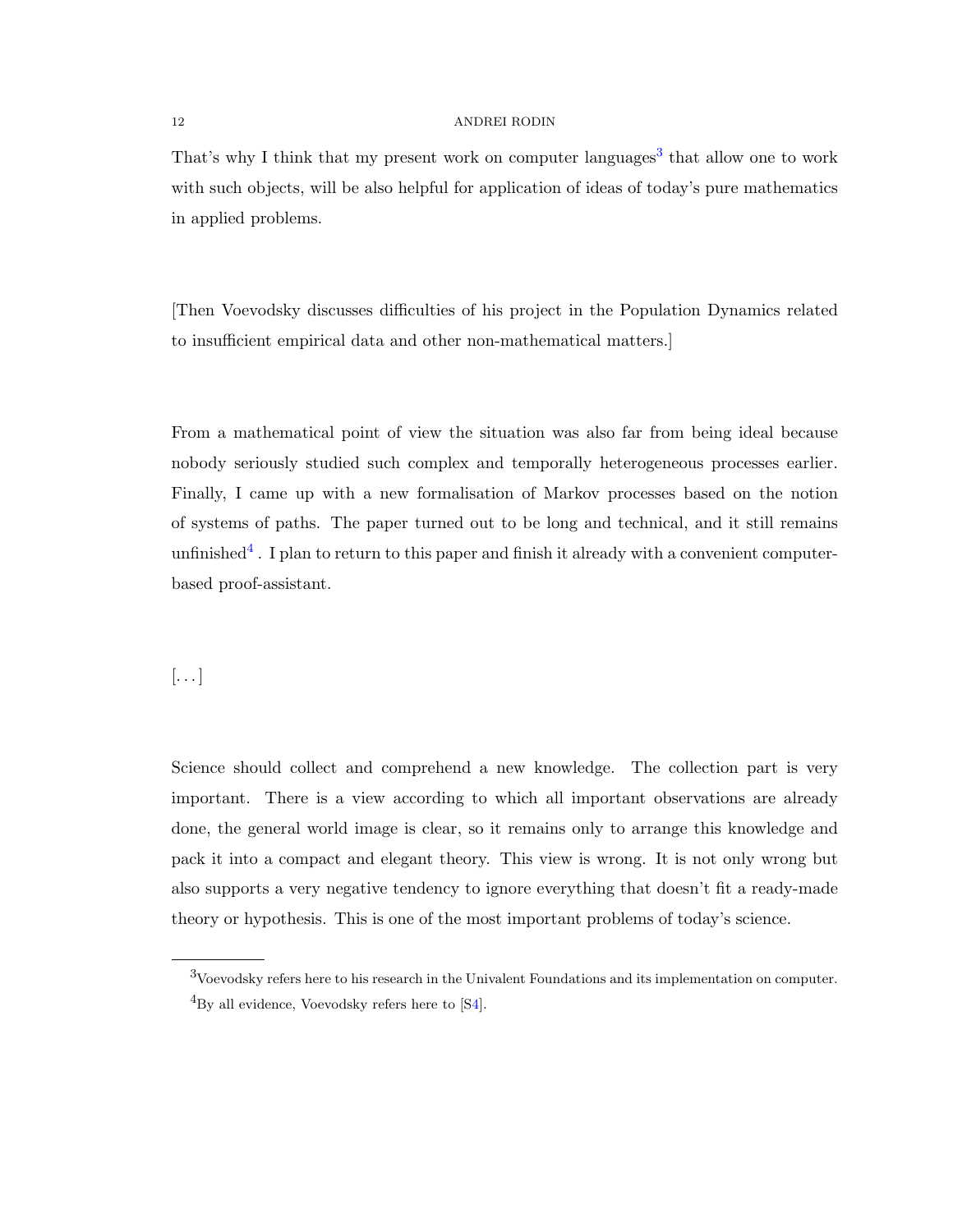That's why I think that my present work on computer languages[3] that allow one to work with such objects, will be also helpful for application of ideas of today's pure mathematics in applied problems.

[Then Voevodsky discusses difficulties of his project in the Population Dynamics related to insufficient empirical data and other non-mathematical matters.]

From a mathematical point of view the situation was also far from being ideal because nobody seriously studied such complex and temporally heterogeneous processes earlier. Finally, I came up with a new formalisation of Markov processes based on the notion of systems of paths. The paper turned out to be long and technical, and it still remains unfinished[4] . I plan to return to this paper and finish it already with a convenient computer-based proof-assistant.

[. . . ]

Science should collect and comprehend a new knowledge. The collection part is very important. There is a view according to which all important observations are already done, the general world image is clear, so it remains only to arrange this knowledge and pack it into a compact and elegant theory. This view is wrong. It is not only wrong but also supports a very negative tendency to ignore everything that doesn't fit a ready-made theory or hypothesis. This is one of the most important problems of today's science.

---

[3] Voevodsky refers here to his research in the Univalent Foundations and its implementation on computer.

[4] By all evidence, Voevodsky refers here to [S4].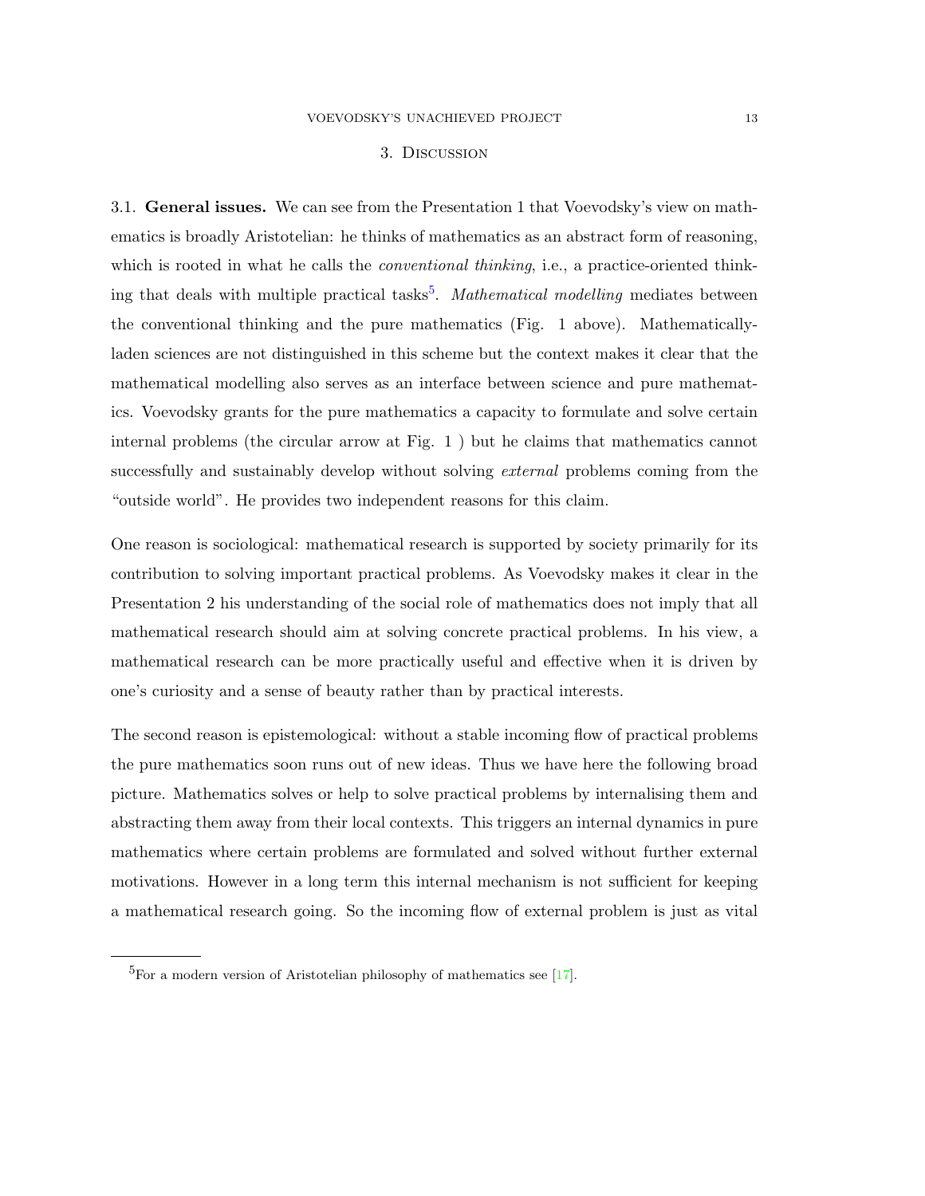## 3. Discussion

3.1. **General issues.** We can see from the Presentation 1 that Voevodsky's view on mathematics is broadly Aristotelian: he thinks of mathematics as an abstract form of reasoning, which is rooted in what he calls the *conventional thinking*, i.e., a practice-oriented thinking that deals with multiple practical tasks[5]. *Mathematical modelling* mediates between the conventional thinking and the pure mathematics (Fig. 1 above). Mathematically-laden sciences are not distinguished in this scheme but the context makes it clear that the mathematical modelling also serves as an interface between science and pure mathematics. Voevodsky grants for the pure mathematics a capacity to formulate and solve certain internal problems (the circular arrow at Fig. 1 ) but he claims that mathematics cannot successfully and sustainably develop without solving *external* problems coming from the "outside world". He provides two independent reasons for this claim.

One reason is sociological: mathematical research is supported by society primarily for its contribution to solving important practical problems. As Voevodsky makes it clear in the Presentation 2 his understanding of the social role of mathematics does not imply that all mathematical research should aim at solving concrete practical problems. In his view, a mathematical research can be more practically useful and effective when it is driven by one's curiosity and a sense of beauty rather than by practical interests.

The second reason is epistemological: without a stable incoming flow of practical problems the pure mathematics soon runs out of new ideas. Thus we have here the following broad picture. Mathematics solves or help to solve practical problems by internalising them and abstracting them away from their local contexts. This triggers an internal dynamics in pure mathematics where certain problems are formulated and solved without further external motivations. However in a long term this internal mechanism is not sufficient for keeping a mathematical research going. So the incoming flow of external problem is just as vital

[5] For a modern version of Aristotelian philosophy of mathematics see [17].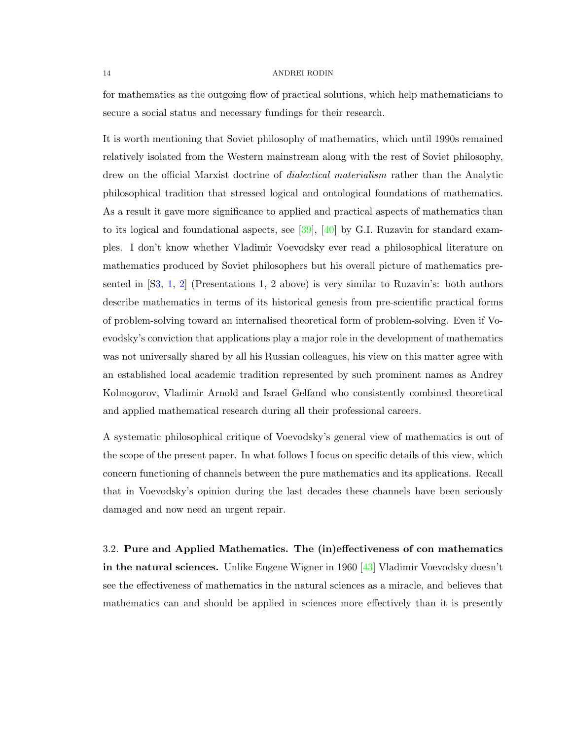for mathematics as the outgoing flow of practical solutions, which help mathematicians to secure a social status and necessary fundings for their research.

It is worth mentioning that Soviet philosophy of mathematics, which until 1990s remained relatively isolated from the Western mainstream along with the rest of Soviet philosophy, drew on the official Marxist doctrine of *dialectical materialism* rather than the Analytic philosophical tradition that stressed logical and ontological foundations of mathematics. As a result it gave more significance to applied and practical aspects of mathematics than to its logical and foundational aspects, see [39], [40] by G.I. Ruzavin for standard examples. I don't know whether Vladimir Voevodsky ever read a philosophical literature on mathematics produced by Soviet philosophers but his overall picture of mathematics presented in [S3, 1, 2] (Presentations 1, 2 above) is very similar to Ruzavin's: both authors describe mathematics in terms of its historical genesis from pre-scientific practical forms of problem-solving toward an internalised theoretical form of problem-solving. Even if Voevodsky's conviction that applications play a major role in the development of mathematics was not universally shared by all his Russian colleagues, his view on this matter agree with an established local academic tradition represented by such prominent names as Andrey Kolmogorov, Vladimir Arnold and Israel Gelfand who consistently combined theoretical and applied mathematical research during all their professional careers.

A systematic philosophical critique of Voevodsky's general view of mathematics is out of the scope of the present paper. In what follows I focus on specific details of this view, which concern functioning of channels between the pure mathematics and its applications. Recall that in Voevodsky's opinion during the last decades these channels have been seriously damaged and now need an urgent repair.

3.2. **Pure and Applied Mathematics. The (in)effectiveness of con mathematics in the natural sciences.** Unlike Eugene Wigner in 1960 [43] Vladimir Voevodsky doesn't see the effectiveness of mathematics in the natural sciences as a miracle, and believes that mathematics can and should be applied in sciences more effectively than it is presently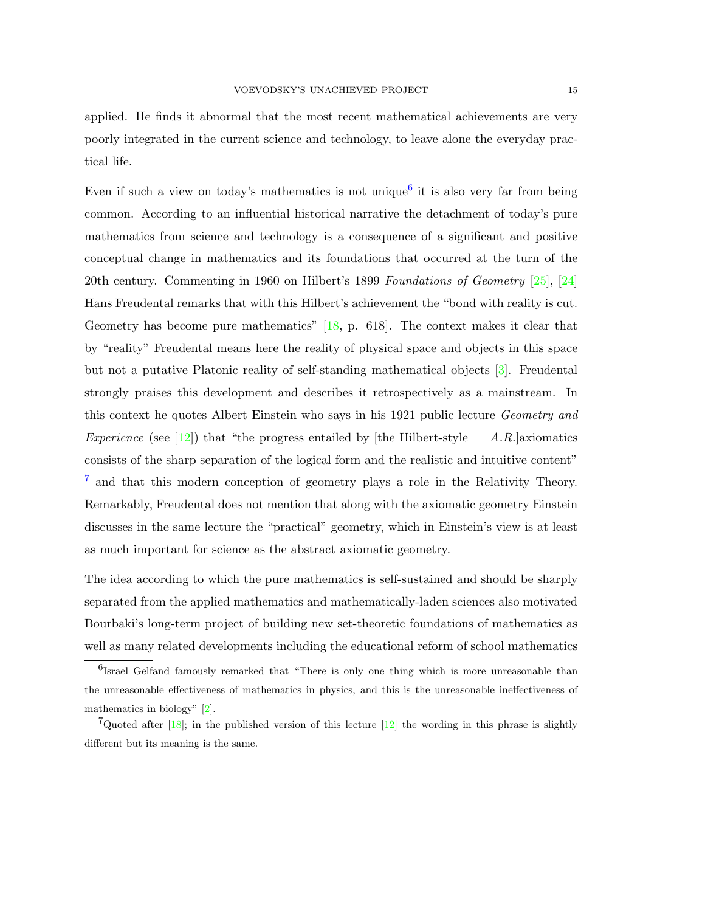applied. He finds it abnormal that the most recent mathematical achievements are very poorly integrated in the current science and technology, to leave alone the everyday practical life.

Even if such a view on today's mathematics is not unique[6] it is also very far from being common. According to an influential historical narrative the detachment of today's pure mathematics from science and technology is a consequence of a significant and positive conceptual change in mathematics and its foundations that occurred at the turn of the 20th century. Commenting in 1960 on Hilbert's 1899 *Foundations of Geometry* [25], [24] Hans Freudental remarks that with this Hilbert's achievement the "bond with reality is cut. Geometry has become pure mathematics" [18, p. 618]. The context makes it clear that by "reality" Freudental means here the reality of physical space and objects in this space but not a putative Platonic reality of self-standing mathematical objects [3]. Freudental strongly praises this development and describes it retrospectively as a mainstream. In this context he quotes Albert Einstein who says in his 1921 public lecture *Geometry and Experience* (see [12]) that "the progress entailed by [the Hilbert-style — *A.R.*]axiomatics consists of the sharp separation of the logical form and the realistic and intuitive content" [7] and that this modern conception of geometry plays a role in the Relativity Theory. Remarkably, Freudental does not mention that along with the axiomatic geometry Einstein discusses in the same lecture the "practical" geometry, which in Einstein's view is at least as much important for science as the abstract axiomatic geometry.

The idea according to which the pure mathematics is self-sustained and should be sharply separated from the applied mathematics and mathematically-laden sciences also motivated Bourbaki's long-term project of building new set-theoretic foundations of mathematics as well as many related developments including the educational reform of school mathematics

[6] Israel Gelfand famously remarked that "There is only one thing which is more unreasonable than the unreasonable effectiveness of mathematics in physics, and this is the unreasonable ineffectiveness of mathematics in biology" [2].

[7] Quoted after [18]; in the published version of this lecture [12] the wording in this phrase is slightly different but its meaning is the same.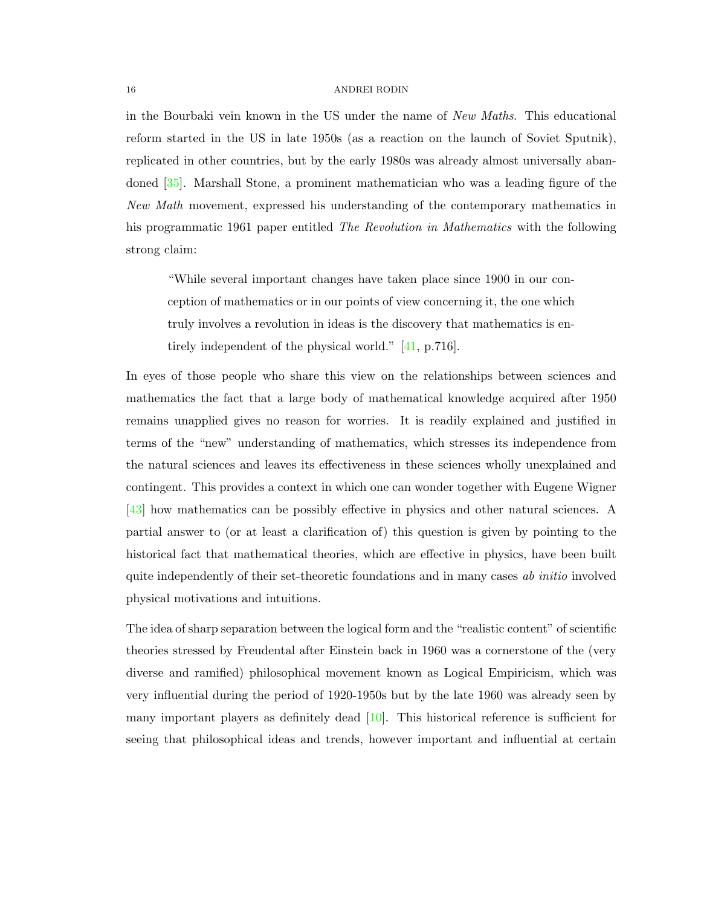in the Bourbaki vein known in the US under the name of *New Maths*. This educational reform started in the US in late 1950s (as a reaction on the launch of Soviet Sputnik), replicated in other countries, but by the early 1980s was already almost universally abandoned [35]. Marshall Stone, a prominent mathematician who was a leading figure of the *New Math* movement, expressed his understanding of the contemporary mathematics in his programmatic 1961 paper entitled *The Revolution in Mathematics* with the following strong claim:

> "While several important changes have taken place since 1900 in our conception of mathematics or in our points of view concerning it, the one which truly involves a revolution in ideas is the discovery that mathematics is entirely independent of the physical world." [41, p.716].

In eyes of those people who share this view on the relationships between sciences and mathematics the fact that a large body of mathematical knowledge acquired after 1950 remains unapplied gives no reason for worries. It is readily explained and justified in terms of the "new" understanding of mathematics, which stresses its independence from the natural sciences and leaves its effectiveness in these sciences wholly unexplained and contingent. This provides a context in which one can wonder together with Eugene Wigner [43] how mathematics can be possibly effective in physics and other natural sciences. A partial answer to (or at least a clarification of) this question is given by pointing to the historical fact that mathematical theories, which are effective in physics, have been built quite independently of their set-theoretic foundations and in many cases *ab initio* involved physical motivations and intuitions.

The idea of sharp separation between the logical form and the "realistic content" of scientific theories stressed by Freudental after Einstein back in 1960 was a cornerstone of the (very diverse and ramified) philosophical movement known as Logical Empiricism, which was very influential during the period of 1920-1950s but by the late 1960 was already seen by many important players as definitely dead [10]. This historical reference is sufficient for seeing that philosophical ideas and trends, however important and influential at certain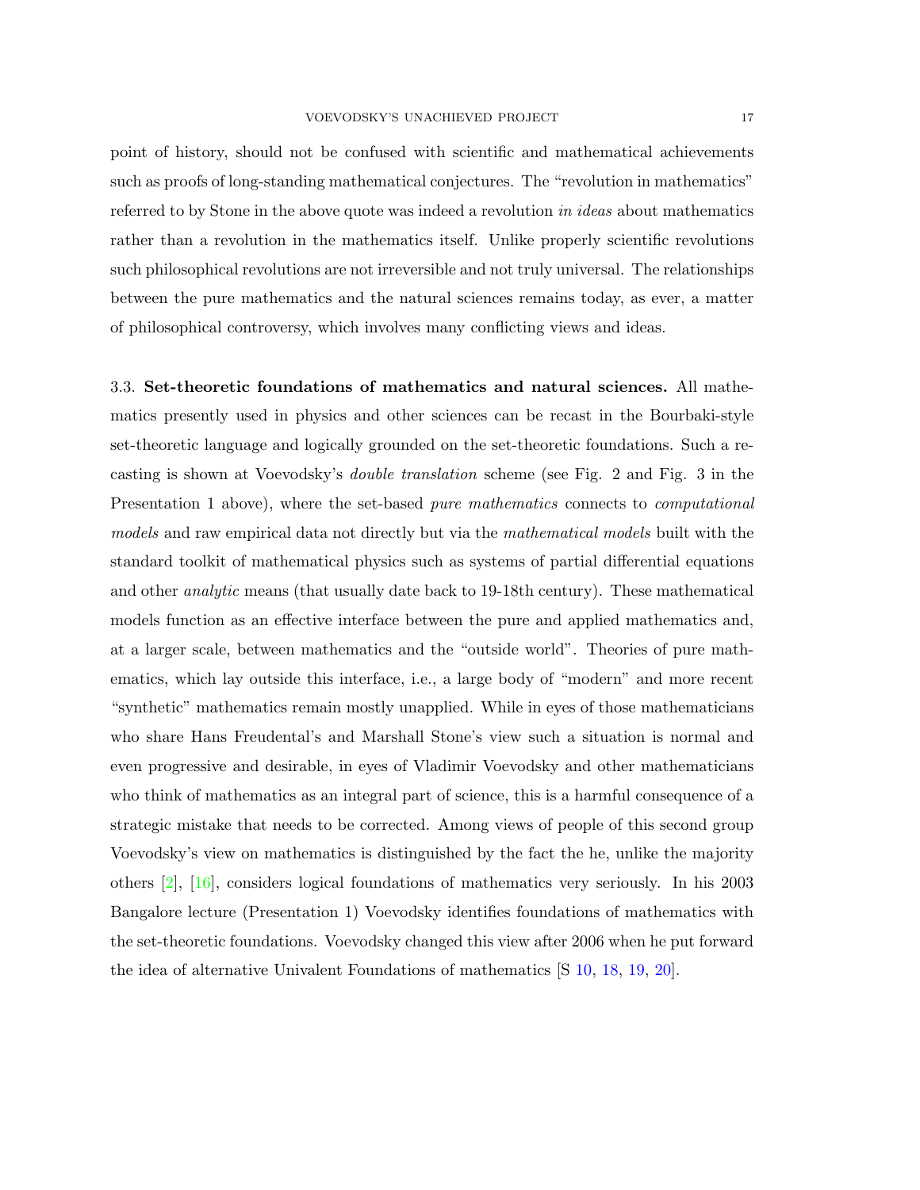point of history, should not be confused with scientific and mathematical achievements such as proofs of long-standing mathematical conjectures. The "revolution in mathematics" referred to by Stone in the above quote was indeed a revolution *in ideas* about mathematics rather than a revolution in the mathematics itself. Unlike properly scientific revolutions such philosophical revolutions are not irreversible and not truly universal. The relationships between the pure mathematics and the natural sciences remains today, as ever, a matter of philosophical controversy, which involves many conflicting views and ideas.

3.3. **Set-theoretic foundations of mathematics and natural sciences.** All mathematics presently used in physics and other sciences can be recast in the Bourbaki-style set-theoretic language and logically grounded on the set-theoretic foundations. Such a recasting is shown at Voevodsky's *double translation* scheme (see Fig. 2 and Fig. 3 in the Presentation 1 above), where the set-based *pure mathematics* connects to *computational models* and raw empirical data not directly but via the *mathematical models* built with the standard toolkit of mathematical physics such as systems of partial differential equations and other *analytic* means (that usually date back to 19-18th century). These mathematical models function as an effective interface between the pure and applied mathematics and, at a larger scale, between mathematics and the "outside world". Theories of pure mathematics, which lay outside this interface, i.e., a large body of "modern" and more recent "synthetic" mathematics remain mostly unapplied. While in eyes of those mathematicians who share Hans Freudental's and Marshall Stone's view such a situation is normal and even progressive and desirable, in eyes of Vladimir Voevodsky and other mathematicians who think of mathematics as an integral part of science, this is a harmful consequence of a strategic mistake that needs to be corrected. Among views of people of this second group Voevodsky's view on mathematics is distinguished by the fact the he, unlike the majority others [2], [16], considers logical foundations of mathematics very seriously. In his 2003 Bangalore lecture (Presentation 1) Voevodsky identifies foundations of mathematics with the set-theoretic foundations. Voevodsky changed this view after 2006 when he put forward the idea of alternative Univalent Foundations of mathematics [S 10, 18, 19, 20].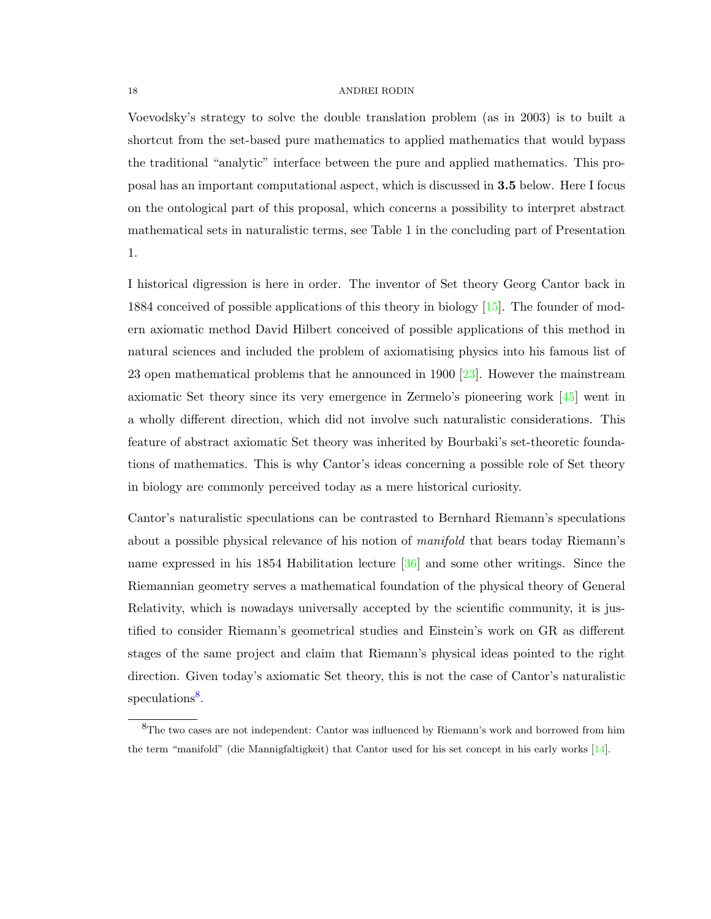Voevodsky's strategy to solve the double translation problem (as in 2003) is to built a shortcut from the set-based pure mathematics to applied mathematics that would bypass the traditional "analytic" interface between the pure and applied mathematics. This proposal has an important computational aspect, which is discussed in **3.5** below. Here I focus on the ontological part of this proposal, which concerns a possibility to interpret abstract mathematical sets in naturalistic terms, see Table 1 in the concluding part of Presentation 1.

I historical digression is here in order. The inventor of Set theory Georg Cantor back in 1884 conceived of possible applications of this theory in biology [15]. The founder of modern axiomatic method David Hilbert conceived of possible applications of this method in natural sciences and included the problem of axiomatising physics into his famous list of 23 open mathematical problems that he announced in 1900 [23]. However the mainstream axiomatic Set theory since its very emergence in Zermelo's pioneering work [45] went in a wholly different direction, which did not involve such naturalistic considerations. This feature of abstract axiomatic Set theory was inherited by Bourbaki's set-theoretic foundations of mathematics. This is why Cantor's ideas concerning a possible role of Set theory in biology are commonly perceived today as a mere historical curiosity.

Cantor's naturalistic speculations can be contrasted to Bernhard Riemann's speculations about a possible physical relevance of his notion of *manifold* that bears today Riemann's name expressed in his 1854 Habilitation lecture [36] and some other writings. Since the Riemannian geometry serves a mathematical foundation of the physical theory of General Relativity, which is nowadays universally accepted by the scientific community, it is justified to consider Riemann's geometrical studies and Einstein's work on GR as different stages of the same project and claim that Riemann's physical ideas pointed to the right direction. Given today's axiomatic Set theory, this is not the case of Cantor's naturalistic speculations[8].

[8] The two cases are not independent: Cantor was influenced by Riemann's work and borrowed from him the term "manifold" (die Mannigfaltigkeit) that Cantor used for his set concept in his early works [14].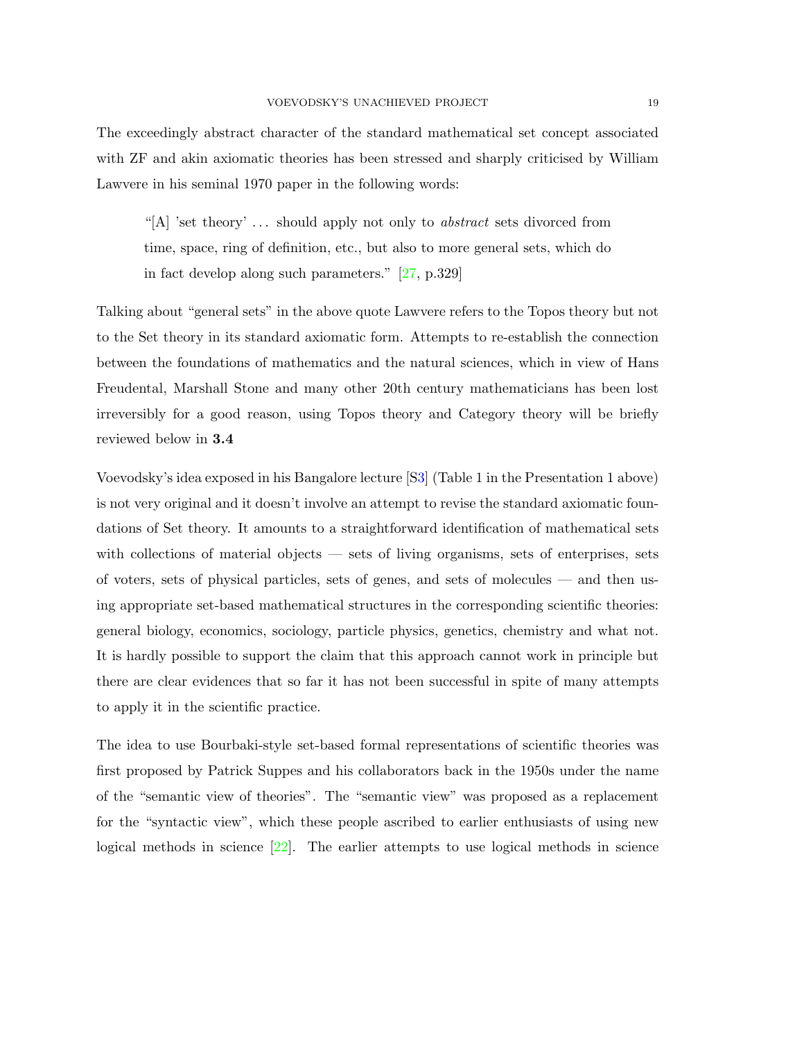The exceedingly abstract character of the standard mathematical set concept associated with ZF and akin axiomatic theories has been stressed and sharply criticised by William Lawvere in his seminal 1970 paper in the following words:

> "[A] 'set theory' ... should apply not only to *abstract* sets divorced from time, space, ring of definition, etc., but also to more general sets, which do in fact develop along such parameters." [27, p.329]

Talking about "general sets" in the above quote Lawvere refers to the Topos theory but not to the Set theory in its standard axiomatic form. Attempts to re-establish the connection between the foundations of mathematics and the natural sciences, which in view of Hans Freudental, Marshall Stone and many other 20th century mathematicians has been lost irreversibly for a good reason, using Topos theory and Category theory will be briefly reviewed below in **3.4**

Voevodsky's idea exposed in his Bangalore lecture [S3] (Table 1 in the Presentation 1 above) is not very original and it doesn't involve an attempt to revise the standard axiomatic foundations of Set theory. It amounts to a straightforward identification of mathematical sets with collections of material objects — sets of living organisms, sets of enterprises, sets of voters, sets of physical particles, sets of genes, and sets of molecules — and then using appropriate set-based mathematical structures in the corresponding scientific theories: general biology, economics, sociology, particle physics, genetics, chemistry and what not. It is hardly possible to support the claim that this approach cannot work in principle but there are clear evidences that so far it has not been successful in spite of many attempts to apply it in the scientific practice.

The idea to use Bourbaki-style set-based formal representations of scientific theories was first proposed by Patrick Suppes and his collaborators back in the 1950s under the name of the "semantic view of theories". The "semantic view" was proposed as a replacement for the "syntactic view", which these people ascribed to earlier enthusiasts of using new logical methods in science [22]. The earlier attempts to use logical methods in science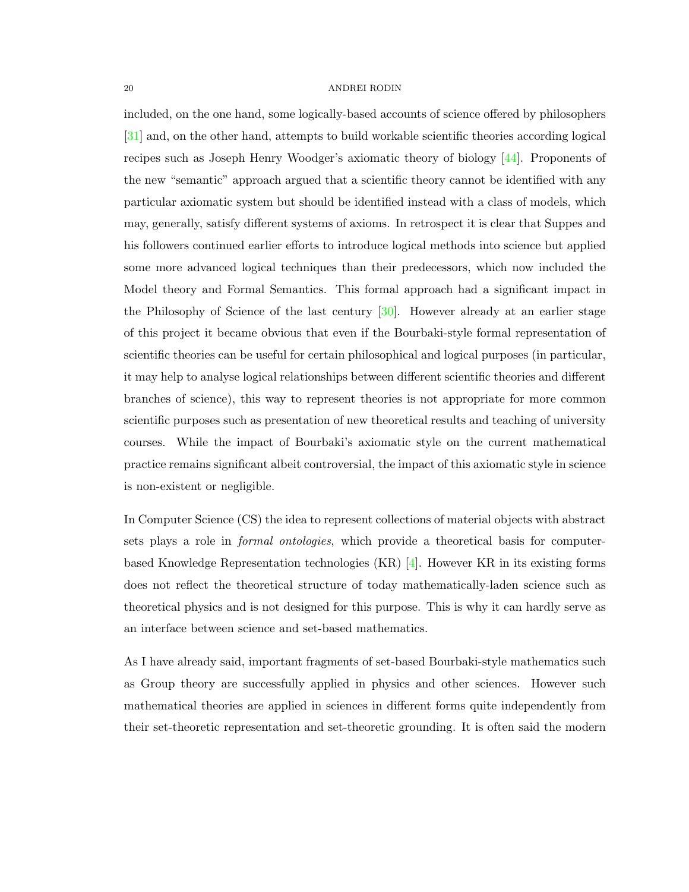included, on the one hand, some logically-based accounts of science offered by philosophers [31] and, on the other hand, attempts to build workable scientific theories according logical recipes such as Joseph Henry Woodger's axiomatic theory of biology [44]. Proponents of the new "semantic" approach argued that a scientific theory cannot be identified with any particular axiomatic system but should be identified instead with a class of models, which may, generally, satisfy different systems of axioms. In retrospect it is clear that Suppes and his followers continued earlier efforts to introduce logical methods into science but applied some more advanced logical techniques than their predecessors, which now included the Model theory and Formal Semantics. This formal approach had a significant impact in the Philosophy of Science of the last century [30]. However already at an earlier stage of this project it became obvious that even if the Bourbaki-style formal representation of scientific theories can be useful for certain philosophical and logical purposes (in particular, it may help to analyse logical relationships between different scientific theories and different branches of science), this way to represent theories is not appropriate for more common scientific purposes such as presentation of new theoretical results and teaching of university courses. While the impact of Bourbaki's axiomatic style on the current mathematical practice remains significant albeit controversial, the impact of this axiomatic style in science is non-existent or negligible.

In Computer Science (CS) the idea to represent collections of material objects with abstract sets plays a role in *formal ontologies*, which provide a theoretical basis for computer-based Knowledge Representation technologies (KR) [4]. However KR in its existing forms does not reflect the theoretical structure of today mathematically-laden science such as theoretical physics and is not designed for this purpose. This is why it can hardly serve as an interface between science and set-based mathematics.

As I have already said, important fragments of set-based Bourbaki-style mathematics such as Group theory are successfully applied in physics and other sciences. However such mathematical theories are applied in sciences in different forms quite independently from their set-theoretic representation and set-theoretic grounding. It is often said the modern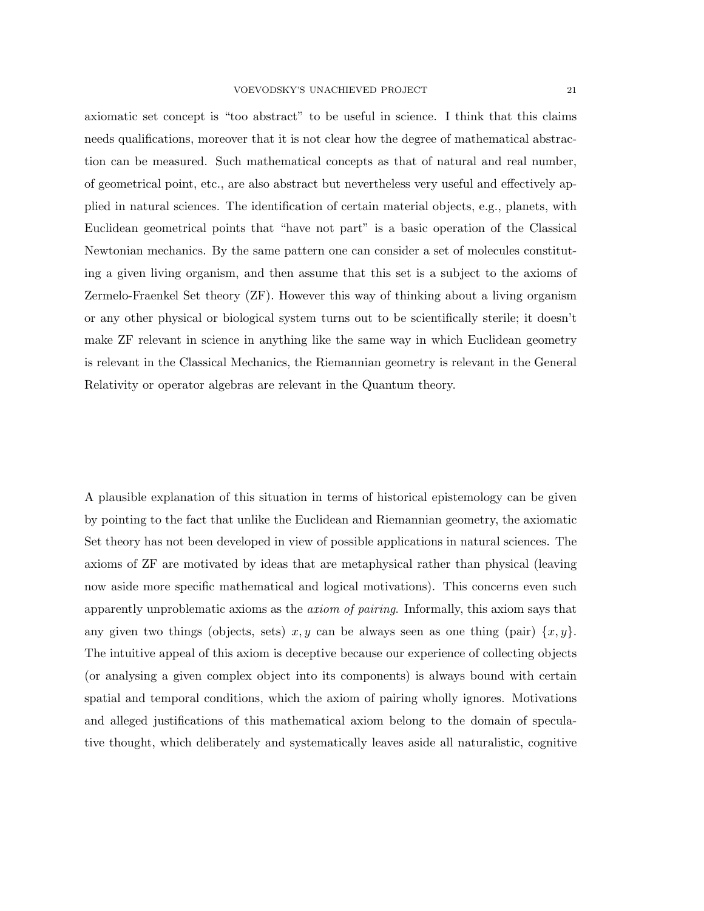axiomatic set concept is "too abstract" to be useful in science. I think that this claims needs qualifications, moreover that it is not clear how the degree of mathematical abstraction can be measured. Such mathematical concepts as that of natural and real number, of geometrical point, etc., are also abstract but nevertheless very useful and effectively applied in natural sciences. The identification of certain material objects, e.g., planets, with Euclidean geometrical points that "have not part" is a basic operation of the Classical Newtonian mechanics. By the same pattern one can consider a set of molecules constituting a given living organism, and then assume that this set is a subject to the axioms of Zermelo-Fraenkel Set theory (ZF). However this way of thinking about a living organism or any other physical or biological system turns out to be scientifically sterile; it doesn't make ZF relevant in science in anything like the same way in which Euclidean geometry is relevant in the Classical Mechanics, the Riemannian geometry is relevant in the General Relativity or operator algebras are relevant in the Quantum theory.

A plausible explanation of this situation in terms of historical epistemology can be given by pointing to the fact that unlike the Euclidean and Riemannian geometry, the axiomatic Set theory has not been developed in view of possible applications in natural sciences. The axioms of ZF are motivated by ideas that are metaphysical rather than physical (leaving now aside more specific mathematical and logical motivations). This concerns even such apparently unproblematic axioms as the *axiom of pairing*. Informally, this axiom says that any given two things (objects, sets) $x, y$ can be always seen as one thing (pair) $\{x, y\}$. The intuitive appeal of this axiom is deceptive because our experience of collecting objects (or analysing a given complex object into its components) is always bound with certain spatial and temporal conditions, which the axiom of pairing wholly ignores. Motivations and alleged justifications of this mathematical axiom belong to the domain of speculative thought, which deliberately and systematically leaves aside all naturalistic, cognitive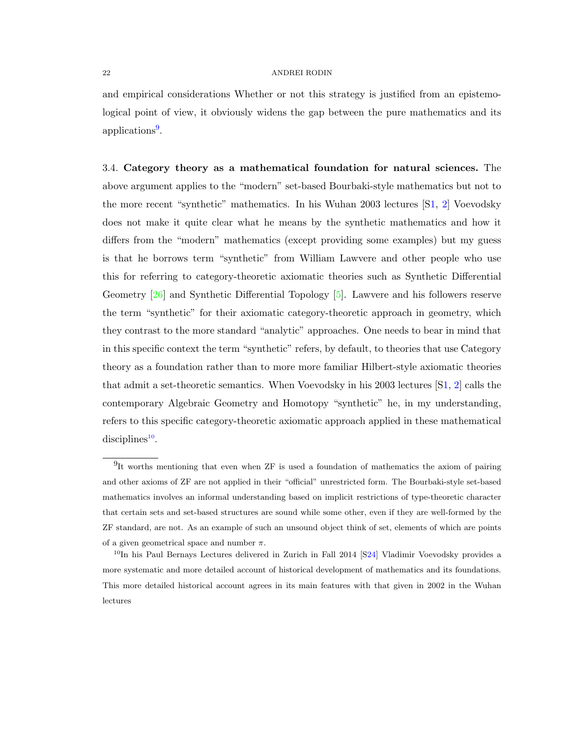and empirical considerations Whether or not this strategy is justified from an epistemological point of view, it obviously widens the gap between the pure mathematics and its applications[9].

### 3.4. Category theory as a mathematical foundation for natural sciences.

The above argument applies to the "modern" set-based Bourbaki-style mathematics but not to the more recent "synthetic" mathematics. In his Wuhan 2003 lectures [S1, 2] Voevodsky does not make it quite clear what he means by the synthetic mathematics and how it differs from the "modern" mathematics (except providing some examples) but my guess is that he borrows term "synthetic" from William Lawvere and other people who use this for referring to category-theoretic axiomatic theories such as Synthetic Differential Geometry [26] and Synthetic Differential Topology [5]. Lawvere and his followers reserve the term "synthetic" for their axiomatic category-theoretic approach in geometry, which they contrast to the more standard "analytic" approaches. One needs to bear in mind that in this specific context the term "synthetic" refers, by default, to theories that use Category theory as a foundation rather than to more more familiar Hilbert-style axiomatic theories that admit a set-theoretic semantics. When Voevodsky in his 2003 lectures [S1, 2] calls the contemporary Algebraic Geometry and Homotopy "synthetic" he, in my understanding, refers to this specific category-theoretic axiomatic approach applied in these mathematical disciplines[10].

---

[9] It worths mentioning that even when ZF is used a foundation of mathematics the axiom of pairing and other axioms of ZF are not applied in their "official" unrestricted form. The Bourbaki-style set-based mathematics involves an informal understanding based on implicit restrictions of type-theoretic character that certain sets and set-based structures are sound while some other, even if they are well-formed by the ZF standard, are not. As an example of such an unsound object think of set, elements of which are points of a given geometrical space and number $\pi$.

[10] In his Paul Bernays Lectures delivered in Zurich in Fall 2014 [S24] Vladimir Voevodsky provides a more systematic and more detailed account of historical development of mathematics and its foundations. This more detailed historical account agrees in its main features with that given in 2002 in the Wuhan lectures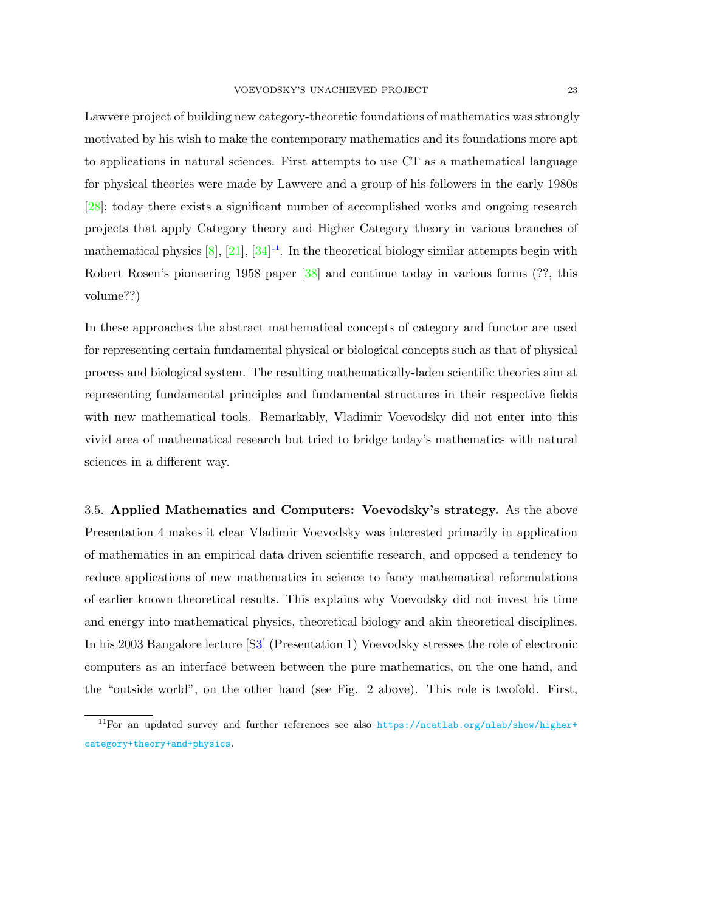Lawvere project of building new category-theoretic foundations of mathematics was strongly motivated by his wish to make the contemporary mathematics and its foundations more apt to applications in natural sciences. First attempts to use CT as a mathematical language for physical theories were made by Lawvere and a group of his followers in the early 1980s [28]; today there exists a significant number of accomplished works and ongoing research projects that apply Category theory and Higher Category theory in various branches of mathematical physics [8], [21], [34][11]. In the theoretical biology similar attempts begin with Robert Rosen's pioneering 1958 paper [38] and continue today in various forms (??, this volume??)

In these approaches the abstract mathematical concepts of category and functor are used for representing certain fundamental physical or biological concepts such as that of physical process and biological system. The resulting mathematically-laden scientific theories aim at representing fundamental principles and fundamental structures in their respective fields with new mathematical tools. Remarkably, Vladimir Voevodsky did not enter into this vivid area of mathematical research but tried to bridge today's mathematics with natural sciences in a different way.

3.5. **Applied Mathematics and Computers: Voevodsky's strategy.** As the above Presentation 4 makes it clear Vladimir Voevodsky was interested primarily in application of mathematics in an empirical data-driven scientific research, and opposed a tendency to reduce applications of new mathematics in science to fancy mathematical reformulations of earlier known theoretical results. This explains why Voevodsky did not invest his time and energy into mathematical physics, theoretical biology and akin theoretical disciplines. In his 2003 Bangalore lecture [S3] (Presentation 1) Voevodsky stresses the role of electronic computers as an interface between between the pure mathematics, on the one hand, and the "outside world", on the other hand (see Fig. 2 above). This role is twofold. First,

[11] For an updated survey and further references see also https://ncatlab.org/nlab/show/higher+category+theory+and+physics.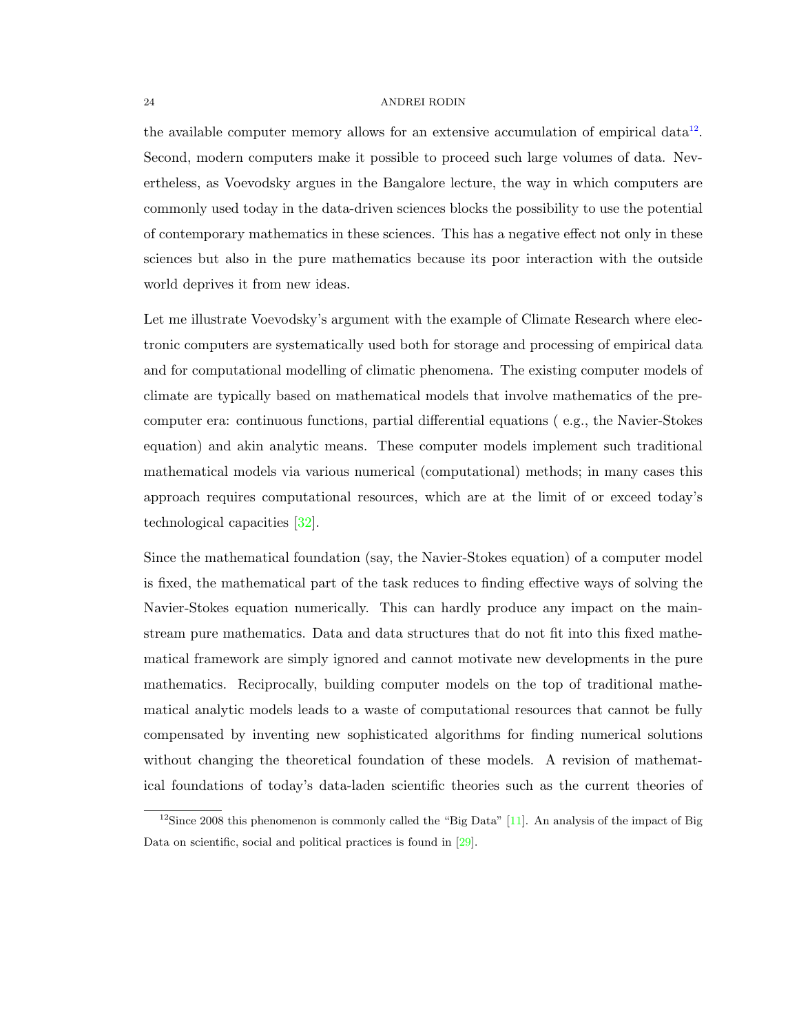the available computer memory allows for an extensive accumulation of empirical data[12]. Second, modern computers make it possible to proceed such large volumes of data. Nevertheless, as Voevodsky argues in the Bangalore lecture, the way in which computers are commonly used today in the data-driven sciences blocks the possibility to use the potential of contemporary mathematics in these sciences. This has a negative effect not only in these sciences but also in the pure mathematics because its poor interaction with the outside world deprives it from new ideas.

Let me illustrate Voevodsky's argument with the example of Climate Research where electronic computers are systematically used both for storage and processing of empirical data and for computational modelling of climatic phenomena. The existing computer models of climate are typically based on mathematical models that involve mathematics of the pre-computer era: continuous functions, partial differential equations ( e.g., the Navier-Stokes equation) and akin analytic means. These computer models implement such traditional mathematical models via various numerical (computational) methods; in many cases this approach requires computational resources, which are at the limit of or exceed today's technological capacities [32].

Since the mathematical foundation (say, the Navier-Stokes equation) of a computer model is fixed, the mathematical part of the task reduces to finding effective ways of solving the Navier-Stokes equation numerically. This can hardly produce any impact on the mainstream pure mathematics. Data and data structures that do not fit into this fixed mathematical framework are simply ignored and cannot motivate new developments in the pure mathematics. Reciprocally, building computer models on the top of traditional mathematical analytic models leads to a waste of computational resources that cannot be fully compensated by inventing new sophisticated algorithms for finding numerical solutions without changing the theoretical foundation of these models. A revision of mathematical foundations of today's data-laden scientific theories such as the current theories of

[12] Since 2008 this phenomenon is commonly called the "Big Data" [11]. An analysis of the impact of Big Data on scientific, social and political practices is found in [29].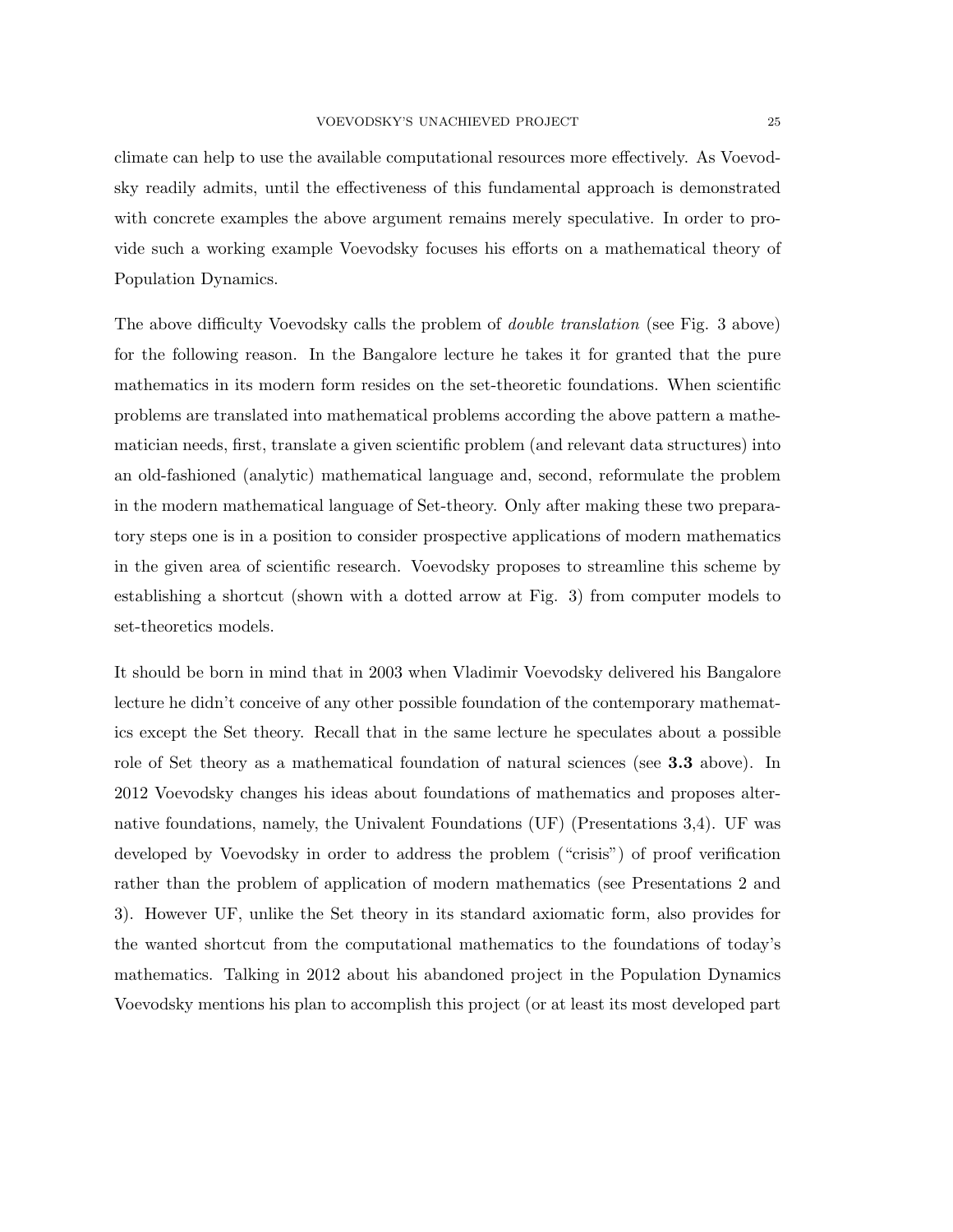climate can help to use the available computational resources more effectively. As Voevodsky readily admits, until the effectiveness of this fundamental approach is demonstrated with concrete examples the above argument remains merely speculative. In order to provide such a working example Voevodsky focuses his efforts on a mathematical theory of Population Dynamics.

The above difficulty Voevodsky calls the problem of *double translation* (see Fig. 3 above) for the following reason. In the Bangalore lecture he takes it for granted that the pure mathematics in its modern form resides on the set-theoretic foundations. When scientific problems are translated into mathematical problems according the above pattern a mathematician needs, first, translate a given scientific problem (and relevant data structures) into an old-fashioned (analytic) mathematical language and, second, reformulate the problem in the modern mathematical language of Set-theory. Only after making these two preparatory steps one is in a position to consider prospective applications of modern mathematics in the given area of scientific research. Voevodsky proposes to streamline this scheme by establishing a shortcut (shown with a dotted arrow at Fig. 3) from computer models to set-theoretics models.

It should be born in mind that in 2003 when Vladimir Voevodsky delivered his Bangalore lecture he didn't conceive of any other possible foundation of the contemporary mathematics except the Set theory. Recall that in the same lecture he speculates about a possible role of Set theory as a mathematical foundation of natural sciences (see **3.3** above). In 2012 Voevodsky changes his ideas about foundations of mathematics and proposes alternative foundations, namely, the Univalent Foundations (UF) (Presentations 3,4). UF was developed by Voevodsky in order to address the problem ("crisis") of proof verification rather than the problem of application of modern mathematics (see Presentations 2 and 3). However UF, unlike the Set theory in its standard axiomatic form, also provides for the wanted shortcut from the computational mathematics to the foundations of today's mathematics. Talking in 2012 about his abandoned project in the Population Dynamics Voevodsky mentions his plan to accomplish this project (or at least its most developed part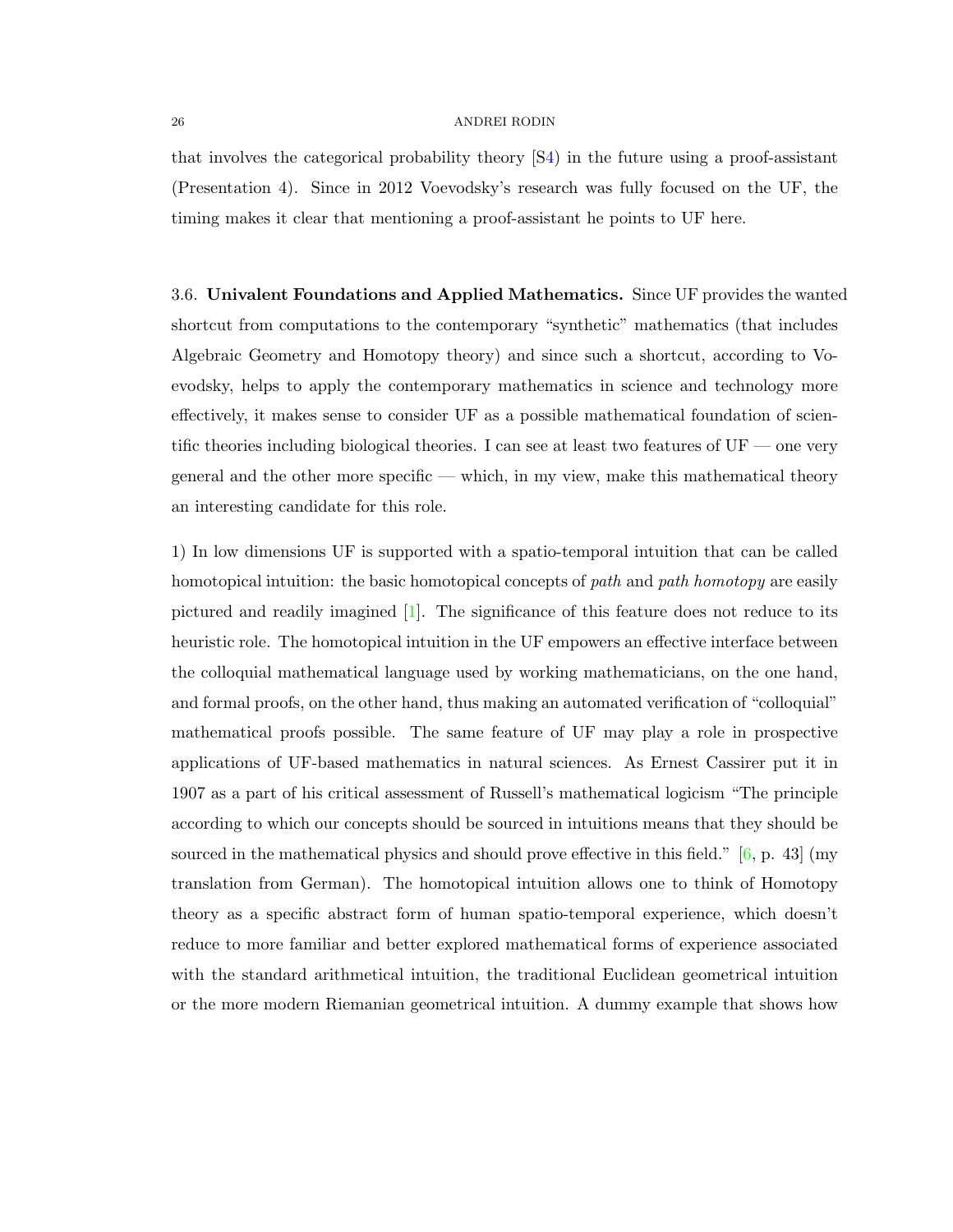that involves the categorical probability theory [S4) in the future using a proof-assistant (Presentation 4). Since in 2012 Voevodsky's research was fully focused on the UF, the timing makes it clear that mentioning a proof-assistant he points to UF here.

### 3.6. Univalent Foundations and Applied Mathematics.

Since UF provides the wanted shortcut from computations to the contemporary "synthetic" mathematics (that includes Algebraic Geometry and Homotopy theory) and since such a shortcut, according to Voevodsky, helps to apply the contemporary mathematics in science and technology more effectively, it makes sense to consider UF as a possible mathematical foundation of scientific theories including biological theories. I can see at least two features of UF — one very general and the other more specific — which, in my view, make this mathematical theory an interesting candidate for this role.

1) In low dimensions UF is supported with a spatio-temporal intuition that can be called homotopical intuition: the basic homotopical concepts of *path* and *path homotopy* are easily pictured and readily imagined [1]. The significance of this feature does not reduce to its heuristic role. The homotopical intuition in the UF empowers an effective interface between the colloquial mathematical language used by working mathematicians, on the one hand, and formal proofs, on the other hand, thus making an automated verification of "colloquial" mathematical proofs possible. The same feature of UF may play a role in prospective applications of UF-based mathematics in natural sciences. As Ernest Cassirer put it in 1907 as a part of his critical assessment of Russell's mathematical logicism "The principle according to which our concepts should be sourced in intuitions means that they should be sourced in the mathematical physics and should prove effective in this field." [6, p. 43] (my translation from German). The homotopical intuition allows one to think of Homotopy theory as a specific abstract form of human spatio-temporal experience, which doesn't reduce to more familiar and better explored mathematical forms of experience associated with the standard arithmetical intuition, the traditional Euclidean geometrical intuition or the more modern Riemanian geometrical intuition. A dummy example that shows how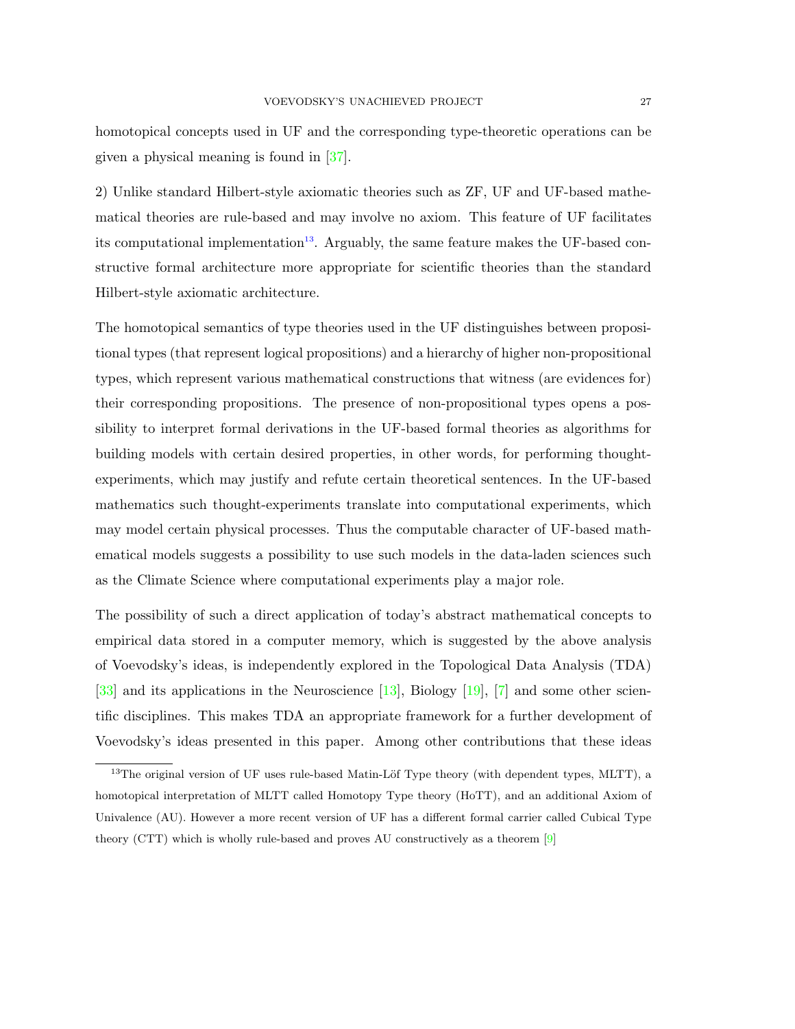homotopical concepts used in UF and the corresponding type-theoretic operations can be given a physical meaning is found in [37].

2) Unlike standard Hilbert-style axiomatic theories such as ZF, UF and UF-based mathematical theories are rule-based and may involve no axiom. This feature of UF facilitates its computational implementation[13]. Arguably, the same feature makes the UF-based constructive formal architecture more appropriate for scientific theories than the standard Hilbert-style axiomatic architecture.

The homotopical semantics of type theories used in the UF distinguishes between propositional types (that represent logical propositions) and a hierarchy of higher non-propositional types, which represent various mathematical constructions that witness (are evidences for) their corresponding propositions. The presence of non-propositional types opens a possibility to interpret formal derivations in the UF-based formal theories as algorithms for building models with certain desired properties, in other words, for performing thought-experiments, which may justify and refute certain theoretical sentences. In the UF-based mathematics such thought-experiments translate into computational experiments, which may model certain physical processes. Thus the computable character of UF-based mathematical models suggests a possibility to use such models in the data-laden sciences such as the Climate Science where computational experiments play a major role.

The possibility of such a direct application of today's abstract mathematical concepts to empirical data stored in a computer memory, which is suggested by the above analysis of Voevodsky's ideas, is independently explored in the Topological Data Analysis (TDA) [33] and its applications in the Neuroscience [13], Biology [19], [7] and some other scientific disciplines. This makes TDA an appropriate framework for a further development of Voevodsky's ideas presented in this paper. Among other contributions that these ideas

---

[13] The original version of UF uses rule-based Matin-Löf Type theory (with dependent types, MLTT), a homotopical interpretation of MLTT called Homotopy Type theory (HoTT), and an additional Axiom of Univalence (AU). However a more recent version of UF has a different formal carrier called Cubical Type theory (CTT) which is wholly rule-based and proves AU constructively as a theorem [9]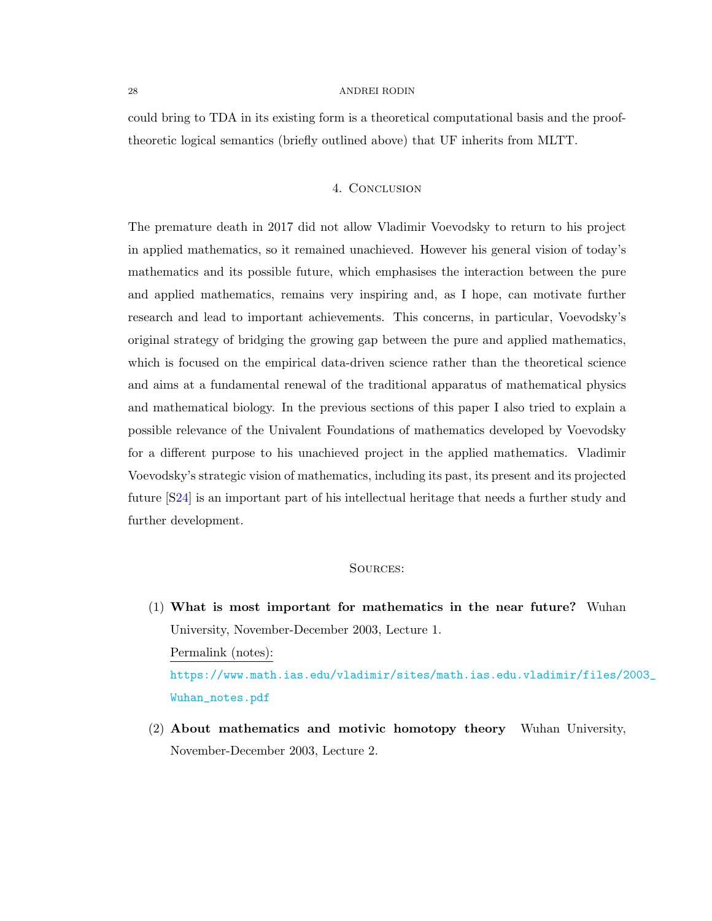could bring to TDA in its existing form is a theoretical computational basis and the proof-theoretic logical semantics (briefly outlined above) that UF inherits from MLTT.

## 4. Conclusion

The premature death in 2017 did not allow Vladimir Voevodsky to return to his project in applied mathematics, so it remained unachieved. However his general vision of today's mathematics and its possible future, which emphasises the interaction between the pure and applied mathematics, remains very inspiring and, as I hope, can motivate further research and lead to important achievements. This concerns, in particular, Voevodsky's original strategy of bridging the growing gap between the pure and applied mathematics, which is focused on the empirical data-driven science rather than the theoretical science and aims at a fundamental renewal of the traditional apparatus of mathematical physics and mathematical biology. In the previous sections of this paper I also tried to explain a possible relevance of the Univalent Foundations of mathematics developed by Voevodsky for a different purpose to his unachieved project in the applied mathematics. Vladimir Voevodsky's strategic vision of mathematics, including its past, its present and its projected future [S24] is an important part of his intellectual heritage that needs a further study and further development.

## Sources:

(1) **What is most important for mathematics in the near future?** Wuhan University, November-December 2003, Lecture 1.
Permalink (notes):
https://www.math.ias.edu/vladimir/sites/math.ias.edu.vladimir/files/2003_Wuhan_notes.pdf

(2) **About mathematics and motivic homotopy theory** Wuhan University, November-December 2003, Lecture 2.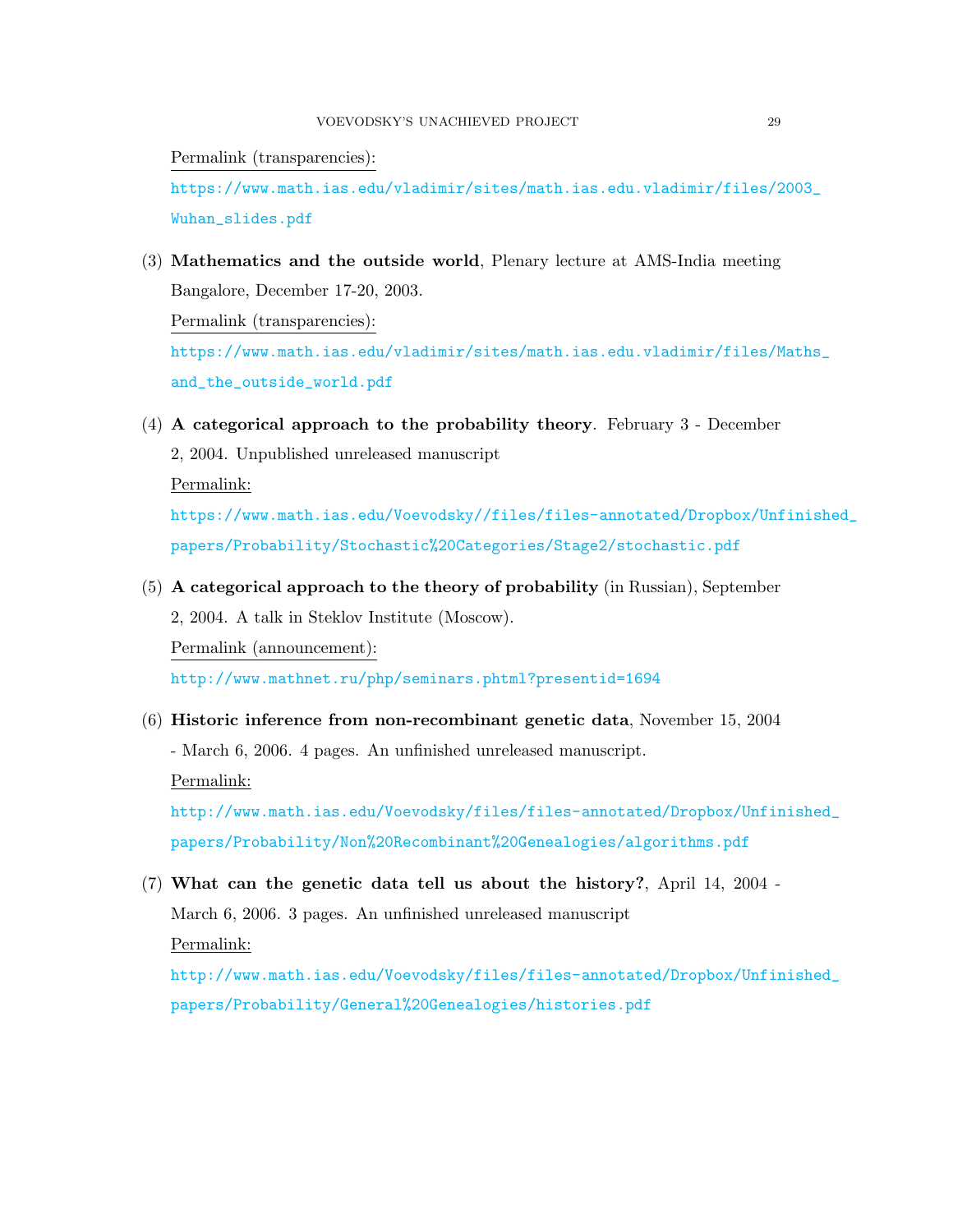Permalink (transparencies):

https://www.math.ias.edu/vladimir/sites/math.ias.edu.vladimir/files/2003_Wuhan_slides.pdf

(3) **Mathematics and the outside world**, Plenary lecture at AMS-India meeting Bangalore, December 17-20, 2003.

Permalink (transparencies):

https://www.math.ias.edu/vladimir/sites/math.ias.edu.vladimir/files/Maths_and_the_outside_world.pdf

(4) **A categorical approach to the probability theory**. February 3 - December 2, 2004. Unpublished unreleased manuscript

Permalink:

https://www.math.ias.edu/Voevodsky//files/files-annotated/Dropbox/Unfinished_papers/Probability/Stochastic%20Categories/Stage2/stochastic.pdf

(5) **A categorical approach to the theory of probability** (in Russian), September 2, 2004. A talk in Steklov Institute (Moscow).

Permalink (announcement):

http://www.mathnet.ru/php/seminars.phtml?presentid=1694

(6) **Historic inference from non-recombinant genetic data**, November 15, 2004 - March 6, 2006. 4 pages. An unfinished unreleased manuscript.

Permalink:

http://www.math.ias.edu/Voevodsky/files/files-annotated/Dropbox/Unfinished_papers/Probability/Non%20Recombinant%20Genealogies/algorithms.pdf

(7) **What can the genetic data tell us about the history?**, April 14, 2004 - March 6, 2006. 3 pages. An unfinished unreleased manuscript

Permalink:

http://www.math.ias.edu/Voevodsky/files/files-annotated/Dropbox/Unfinished_papers/Probability/General%20Genealogies/histories.pdf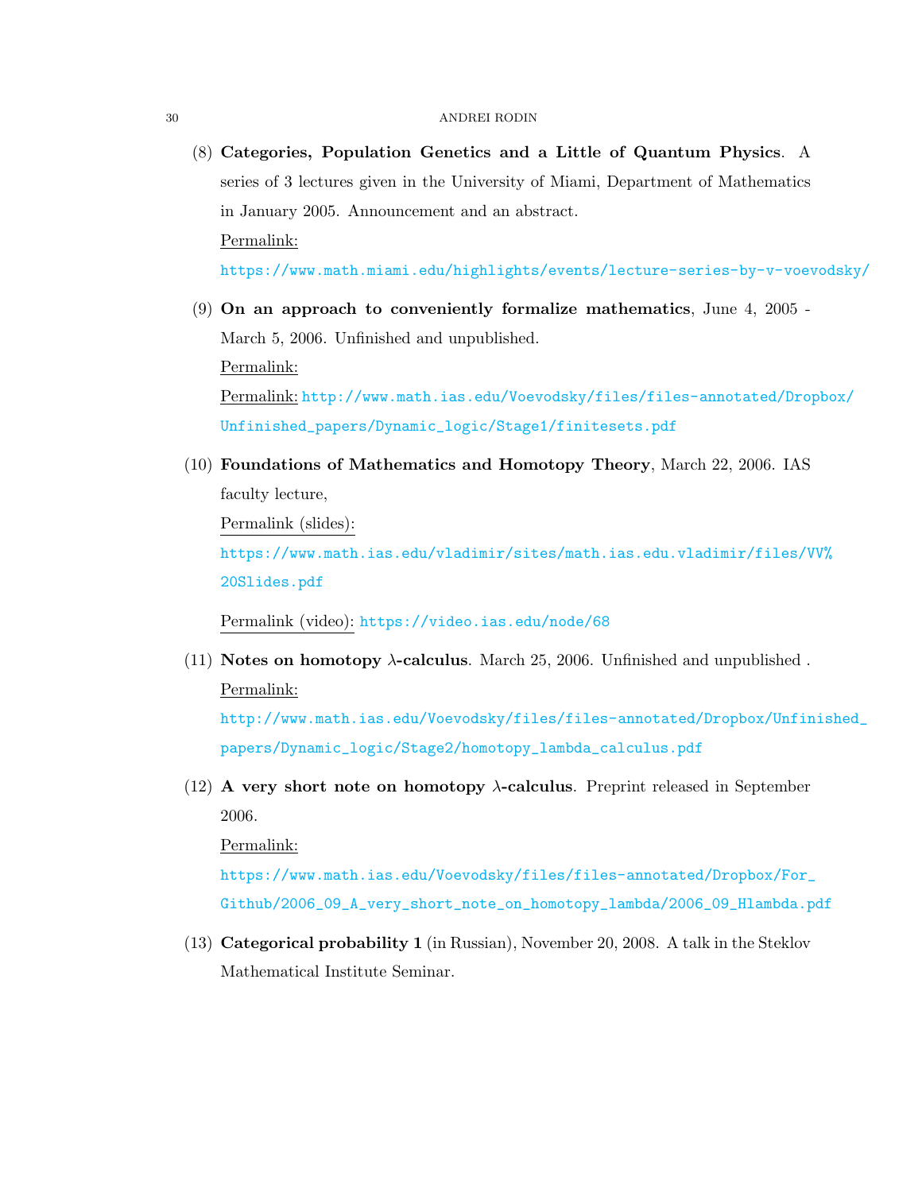(8) **Categories, Population Genetics and a Little of Quantum Physics**. A series of 3 lectures given in the University of Miami, Department of Mathematics in January 2005. Announcement and an abstract.

Permalink:

https://www.math.miami.edu/highlights/events/lecture-series-by-v-voevodsky/

(9) **On an approach to conveniently formalize mathematics**, June 4, 2005 - March 5, 2006. Unfinished and unpublished.

Permalink:

Permalink: http://www.math.ias.edu/Voevodsky/files/files-annotated/Dropbox/Unfinished_papers/Dynamic_logic/Stage1/finitesets.pdf

(10) **Foundations of Mathematics and Homotopy Theory**, March 22, 2006. IAS faculty lecture,

Permalink (slides):

https://www.math.ias.edu/vladimir/sites/math.ias.edu.vladimir/files/VV%20Slides.pdf

Permalink (video): https://video.ias.edu/node/68

(11) **Notes on homotopy λ-calculus**. March 25, 2006. Unfinished and unpublished .

Permalink:

http://www.math.ias.edu/Voevodsky/files/files-annotated/Dropbox/Unfinished_papers/Dynamic_logic/Stage2/homotopy_lambda_calculus.pdf

(12) **A very short note on homotopy λ-calculus**. Preprint released in September 2006.

Permalink:

https://www.math.ias.edu/Voevodsky/files/files-annotated/Dropbox/For_Github/2006_09_A_very_short_note_on_homotopy_lambda/2006_09_Hlambda.pdf

(13) **Categorical probability 1** (in Russian), November 20, 2008. A talk in the Steklov Mathematical Institute Seminar.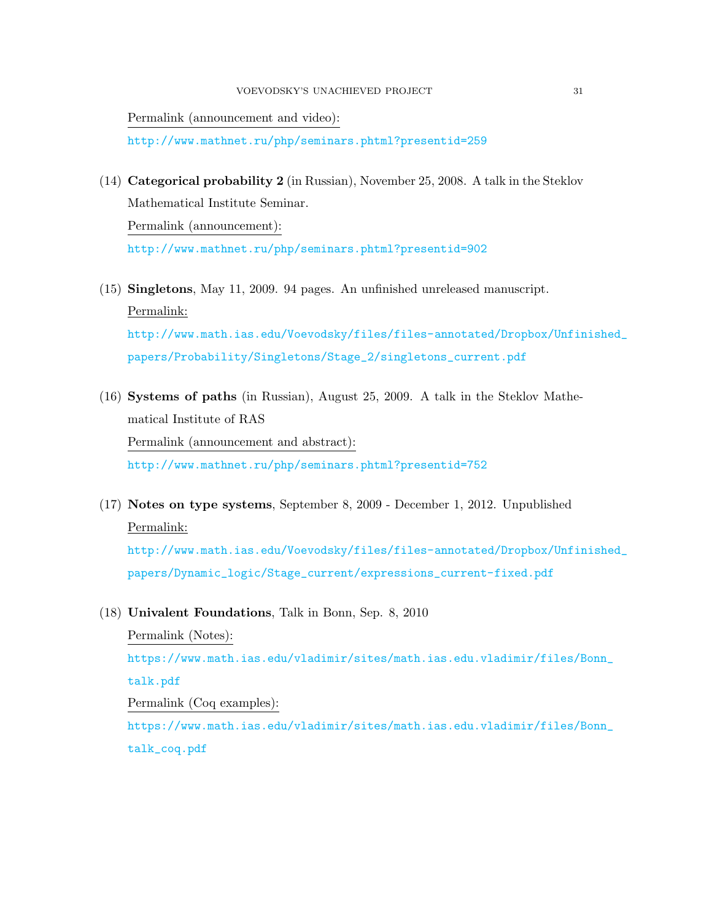Permalink (announcement and video):

http://www.mathnet.ru/php/seminars.phtml?presentid=259

(14) **Categorical probability 2** (in Russian), November 25, 2008. A talk in the Steklov Mathematical Institute Seminar.

Permalink (announcement):

http://www.mathnet.ru/php/seminars.phtml?presentid=902

(15) **Singletons**, May 11, 2009. 94 pages. An unfinished unreleased manuscript.

Permalink:

http://www.math.ias.edu/Voevodsky/files/files-annotated/Dropbox/Unfinished_papers/Probability/Singletons/Stage_2/singletons_current.pdf

(16) **Systems of paths** (in Russian), August 25, 2009. A talk in the Steklov Mathematical Institute of RAS

Permalink (announcement and abstract):

http://www.mathnet.ru/php/seminars.phtml?presentid=752

(17) **Notes on type systems**, September 8, 2009 - December 1, 2012. Unpublished

Permalink:

http://www.math.ias.edu/Voevodsky/files/files-annotated/Dropbox/Unfinished_papers/Dynamic_logic/Stage_current/expressions_current-fixed.pdf

(18) **Univalent Foundations**, Talk in Bonn, Sep. 8, 2010

Permalink (Notes):

https://www.math.ias.edu/vladimir/sites/math.ias.edu.vladimir/files/Bonn_talk.pdf

Permalink (Coq examples):

https://www.math.ias.edu/vladimir/sites/math.ias.edu.vladimir/files/Bonn_talk_coq.pdf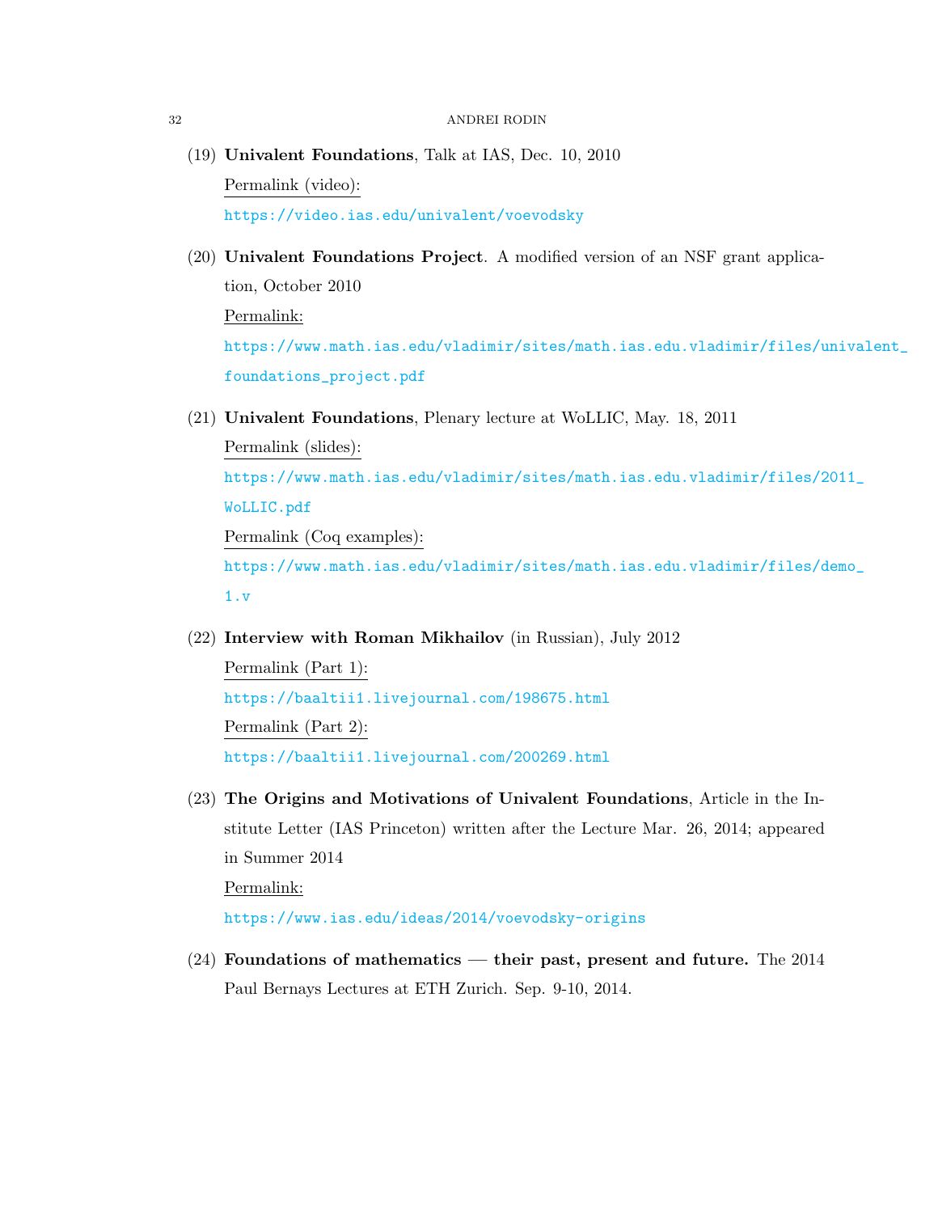(19) **Univalent Foundations**, Talk at IAS, Dec. 10, 2010

Permalink (video):

https://video.ias.edu/univalent/voevodsky

(20) **Univalent Foundations Project**. A modified version of an NSF grant application, October 2010

Permalink:

https://www.math.ias.edu/vladimir/sites/math.ias.edu.vladimir/files/univalent_foundations_project.pdf

(21) **Univalent Foundations**, Plenary lecture at WoLLIC, May. 18, 2011

Permalink (slides):

https://www.math.ias.edu/vladimir/sites/math.ias.edu.vladimir/files/2011_WoLLIC.pdf

Permalink (Coq examples):

https://www.math.ias.edu/vladimir/sites/math.ias.edu.vladimir/files/demo_1.v

(22) **Interview with Roman Mikhailov** (in Russian), July 2012

Permalink (Part 1):

https://baaltii1.livejournal.com/198675.html

Permalink (Part 2):

https://baaltii1.livejournal.com/200269.html

(23) **The Origins and Motivations of Univalent Foundations**, Article in the Institute Letter (IAS Princeton) written after the Lecture Mar. 26, 2014; appeared in Summer 2014

Permalink:

https://www.ias.edu/ideas/2014/voevodsky-origins

(24) **Foundations of mathematics — their past, present and future.** The 2014 Paul Bernays Lectures at ETH Zurich. Sep. 9-10, 2014.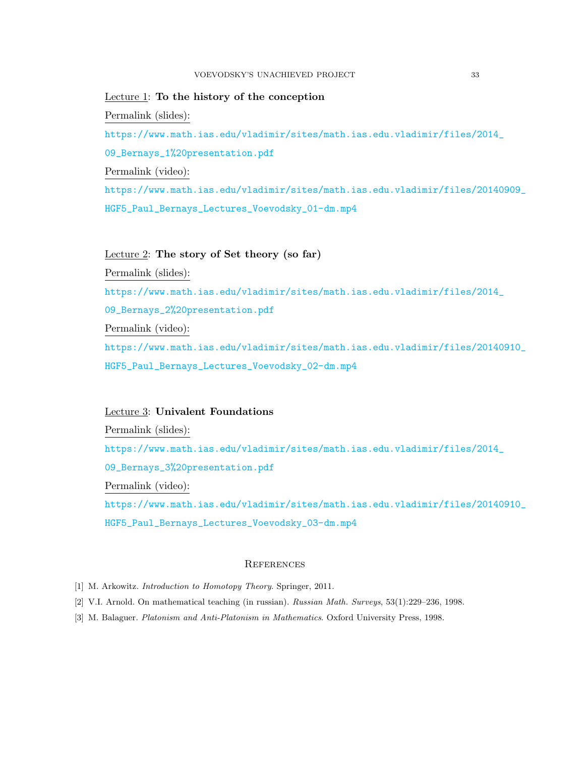Lecture 1: **To the history of the conception**

Permalink (slides):

https://www.math.ias.edu/vladimir/sites/math.ias.edu.vladimir/files/2014_09_Bernays_1%20presentation.pdf

Permalink (video):

https://www.math.ias.edu/vladimir/sites/math.ias.edu.vladimir/files/20140909_HGF5_Paul_Bernays_Lectures_Voevodsky_01-dm.mp4

Lecture 2: **The story of Set theory (so far)**

Permalink (slides):

https://www.math.ias.edu/vladimir/sites/math.ias.edu.vladimir/files/2014_09_Bernays_2%20presentation.pdf

Permalink (video):

https://www.math.ias.edu/vladimir/sites/math.ias.edu.vladimir/files/20140910_HGF5_Paul_Bernays_Lectures_Voevodsky_02-dm.mp4

Lecture 3: **Univalent Foundations**

Permalink (slides):

https://www.math.ias.edu/vladimir/sites/math.ias.edu.vladimir/files/2014_09_Bernays_3%20presentation.pdf

Permalink (video):

https://www.math.ias.edu/vladimir/sites/math.ias.edu.vladimir/files/20140910_HGF5_Paul_Bernays_Lectures_Voevodsky_03-dm.mp4

## References

[1] M. Arkowitz. *Introduction to Homotopy Theory*. Springer, 2011.

[2] V.I. Arnold. On mathematical teaching (in russian). *Russian Math. Surveys*, 53(1):229–236, 1998.

[3] M. Balaguer. *Platonism and Anti-Platonism in Mathematics*. Oxford University Press, 1998.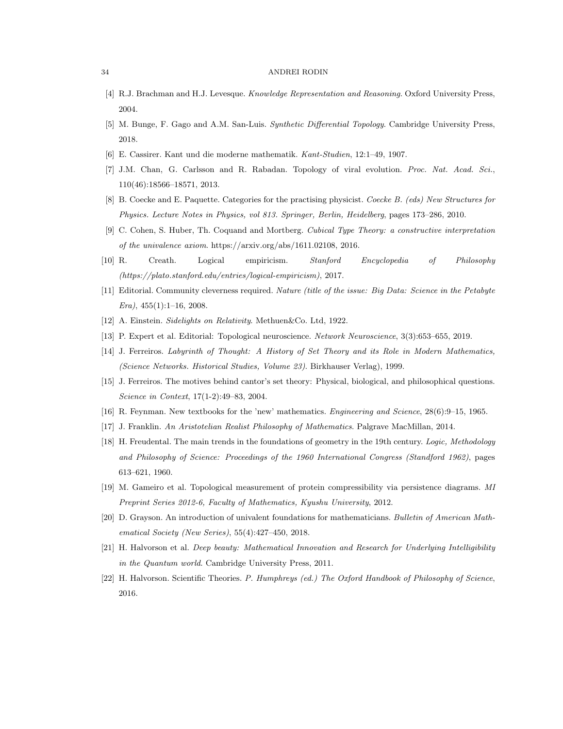[4] R.J. Brachman and H.J. Levesque. *Knowledge Representation and Reasoning*. Oxford University Press, 2004.

[5] M. Bunge, F. Gago and A.M. San-Luis. *Synthetic Differential Topology*. Cambridge University Press, 2018.

[6] E. Cassirer. Kant und die moderne mathematik. *Kant-Studien*, 12:1–49, 1907.

[7] J.M. Chan, G. Carlsson and R. Rabadan. Topology of viral evolution. *Proc. Nat. Acad. Sci.*, 110(46):18566–18571, 2013.

[8] B. Coecke and E. Paquette. Categories for the practising physicist. *Coecke B. (eds) New Structures for Physics. Lecture Notes in Physics, vol 813. Springer, Berlin, Heidelberg*, pages 173–286, 2010.

[9] C. Cohen, S. Huber, Th. Coquand and Mortberg. *Cubical Type Theory: a constructive interpretation of the univalence axiom*. https://arxiv.org/abs/1611.02108, 2016.

[10] R. Creath. Logical empiricism. *Stanford Encyclopedia of Philosophy (https://plato.stanford.edu/entries/logical-empiricism)*, 2017.

[11] Editorial. Community cleverness required. *Nature (title of the issue: Big Data: Science in the Petabyte Era)*, 455(1):1–16, 2008.

[12] A. Einstein. *Sidelights on Relativity*. Methuen&Co. Ltd, 1922.

[13] P. Expert et al. Editorial: Topological neuroscience. *Network Neuroscience*, 3(3):653–655, 2019.

[14] J. Ferreiros. *Labyrinth of Thought: A History of Set Theory and its Role in Modern Mathematics, (Science Networks. Historical Studies, Volume 23)*. Birkhauser Verlag), 1999.

[15] J. Ferreiros. The motives behind cantor's set theory: Physical, biological, and philosophical questions. *Science in Context*, 17(1-2):49–83, 2004.

[16] R. Feynman. New textbooks for the 'new' mathematics. *Engineering and Science*, 28(6):9–15, 1965.

[17] J. Franklin. *An Aristotelian Realist Philosophy of Mathematics*. Palgrave MacMillan, 2014.

[18] H. Freudental. The main trends in the foundations of geometry in the 19th century. *Logic, Methodology and Philosophy of Science: Proceedings of the 1960 International Congress (Standford 1962)*, pages 613–621, 1960.

[19] M. Gameiro et al. Topological measurement of protein compressibility via persistence diagrams. *MI Preprint Series 2012-6, Faculty of Mathematics, Kyushu University*, 2012.

[20] D. Grayson. An introduction of univalent foundations for mathematicians. *Bulletin of American Mathematical Society (New Series)*, 55(4):427–450, 2018.

[21] H. Halvorson et al. *Deep beauty: Mathematical Innovation and Research for Underlying Intelligibility in the Quantum world*. Cambridge University Press, 2011.

[22] H. Halvorson. Scientific Theories. *P. Humphreys (ed.) The Oxford Handbook of Philosophy of Science*, 2016.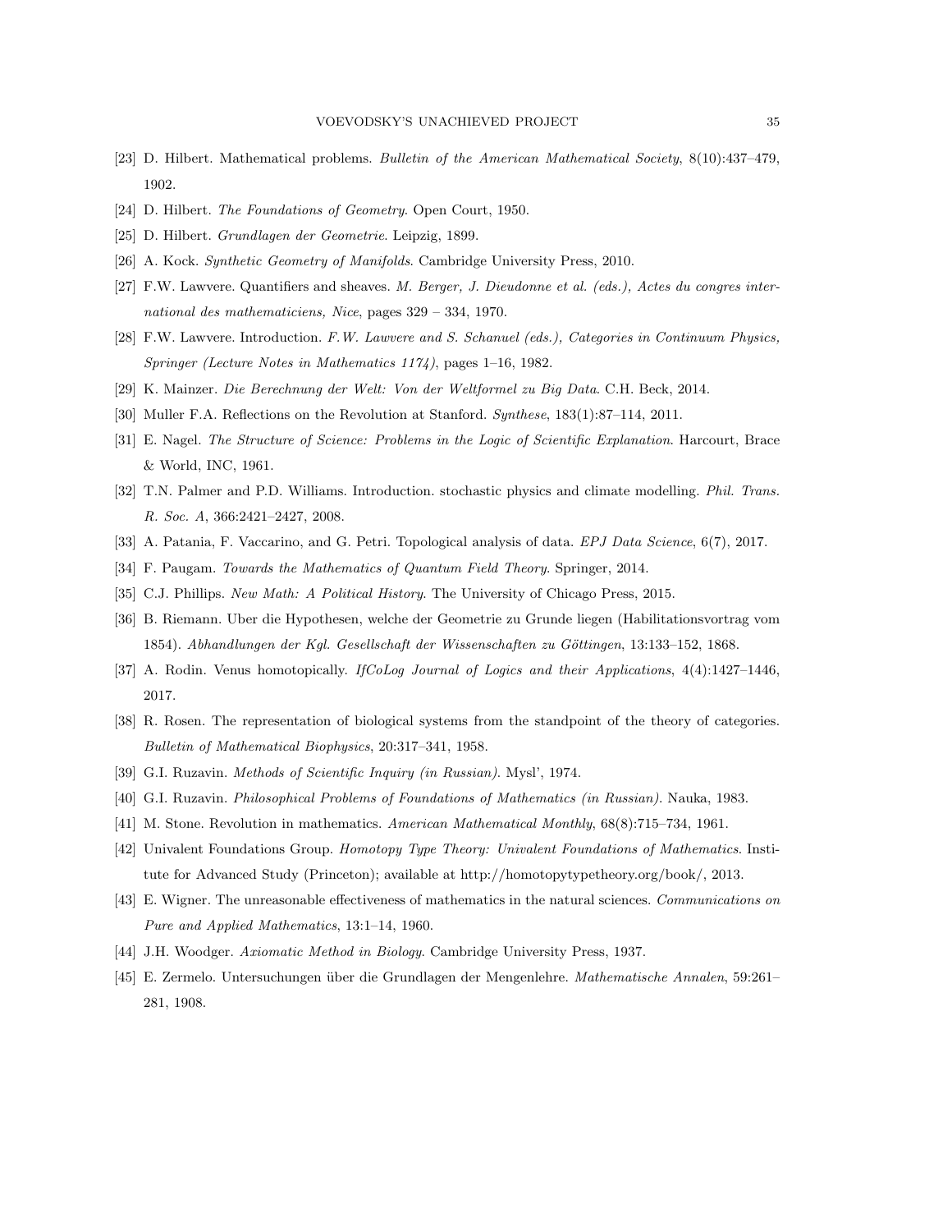[23] D. Hilbert. Mathematical problems. *Bulletin of the American Mathematical Society*, 8(10):437–479, 1902.

[24] D. Hilbert. *The Foundations of Geometry*. Open Court, 1950.

[25] D. Hilbert. *Grundlagen der Geometrie*. Leipzig, 1899.

[26] A. Kock. *Synthetic Geometry of Manifolds*. Cambridge University Press, 2010.

[27] F.W. Lawvere. Quantifiers and sheaves. *M. Berger, J. Dieudonne et al. (eds.), Actes du congres international des mathematiciens, Nice*, pages 329 – 334, 1970.

[28] F.W. Lawvere. Introduction. *F.W. Lawvere and S. Schanuel (eds.), Categories in Continuum Physics, Springer (Lecture Notes in Mathematics 1174)*, pages 1–16, 1982.

[29] K. Mainzer. *Die Berechnung der Welt: Von der Weltformel zu Big Data*. C.H. Beck, 2014.

[30] Muller F.A. Reflections on the Revolution at Stanford. *Synthese*, 183(1):87–114, 2011.

[31] E. Nagel. *The Structure of Science: Problems in the Logic of Scientific Explanation*. Harcourt, Brace & World, INC, 1961.

[32] T.N. Palmer and P.D. Williams. Introduction. stochastic physics and climate modelling. *Phil. Trans. R. Soc. A*, 366:2421–2427, 2008.

[33] A. Patania, F. Vaccarino, and G. Petri. Topological analysis of data. *EPJ Data Science*, 6(7), 2017.

[34] F. Paugam. *Towards the Mathematics of Quantum Field Theory*. Springer, 2014.

[35] C.J. Phillips. *New Math: A Political History*. The University of Chicago Press, 2015.

[36] B. Riemann. Uber die Hypothesen, welche der Geometrie zu Grunde liegen (Habilitationsvortrag vom 1854). *Abhandlungen der Kgl. Gesellschaft der Wissenschaften zu Göttingen*, 13:133–152, 1868.

[37] A. Rodin. Venus homotopically. *IfCoLog Journal of Logics and their Applications*, 4(4):1427–1446, 2017.

[38] R. Rosen. The representation of biological systems from the standpoint of the theory of categories. *Bulletin of Mathematical Biophysics*, 20:317–341, 1958.

[39] G.I. Ruzavin. *Methods of Scientific Inquiry (in Russian)*. Mysl', 1974.

[40] G.I. Ruzavin. *Philosophical Problems of Foundations of Mathematics (in Russian)*. Nauka, 1983.

[41] M. Stone. Revolution in mathematics. *American Mathematical Monthly*, 68(8):715–734, 1961.

[42] Univalent Foundations Group. *Homotopy Type Theory: Univalent Foundations of Mathematics*. Institute for Advanced Study (Princeton); available at http://homotopytypetheory.org/book/, 2013.

[43] E. Wigner. The unreasonable effectiveness of mathematics in the natural sciences. *Communications on Pure and Applied Mathematics*, 13:1–14, 1960.

[44] J.H. Woodger. *Axiomatic Method in Biology*. Cambridge University Press, 1937.

[45] E. Zermelo. Untersuchungen über die Grundlagen der Mengenlehre. *Mathematische Annalen*, 59:261–281, 1908.